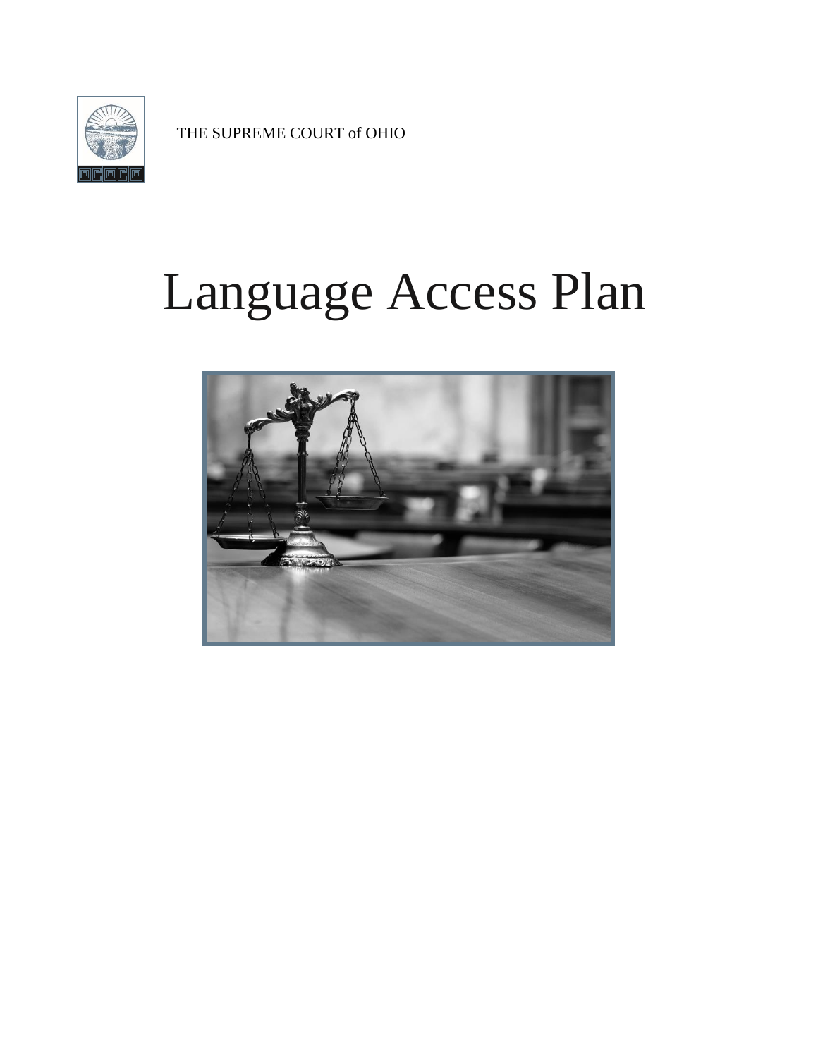THE SUPREME COURT of OHIO

# Language Access Plan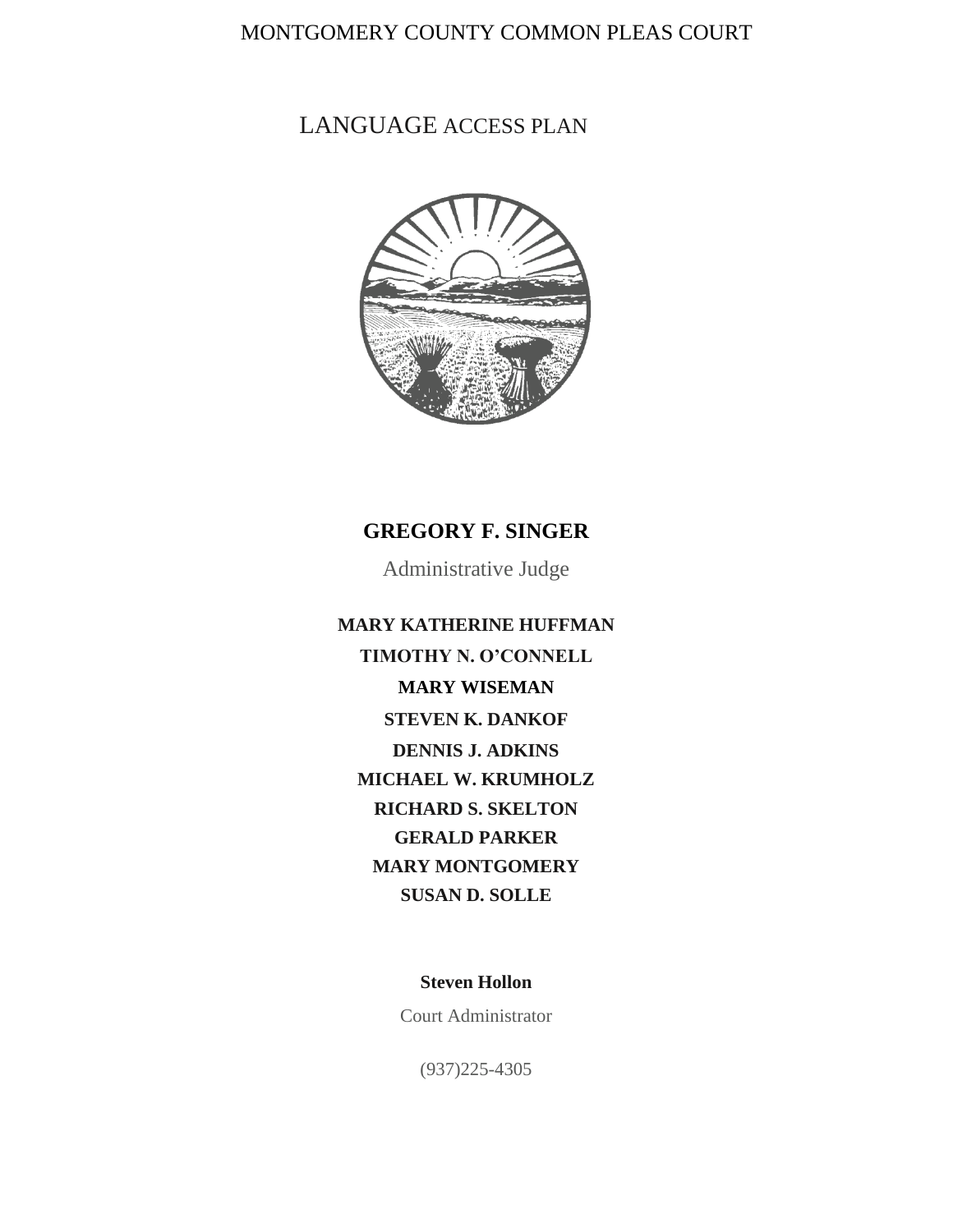MONTGOMERY COUNTY COMMON PLEAS COURT

# LANGUAGE ACCESS PLAN

**GREGORY F. SINGER**

Administrative Judge

**MARY KATHERINE HUFFMAN**

**TIMOTHY N. O'CONNELL**

**MARY WISEMAN**

**STEVEN K. DANKOF**

**DENNIS J. ADKINS**

**MICHAEL W. KRUMHOLZ**

**RICHARD S. SKELTON**

**GERALD PARKER**

**MARY MONTGOMERY**

**SUSAN D. SOLLE**

**Steven Hollon**

Court Administrator

(937)225-4305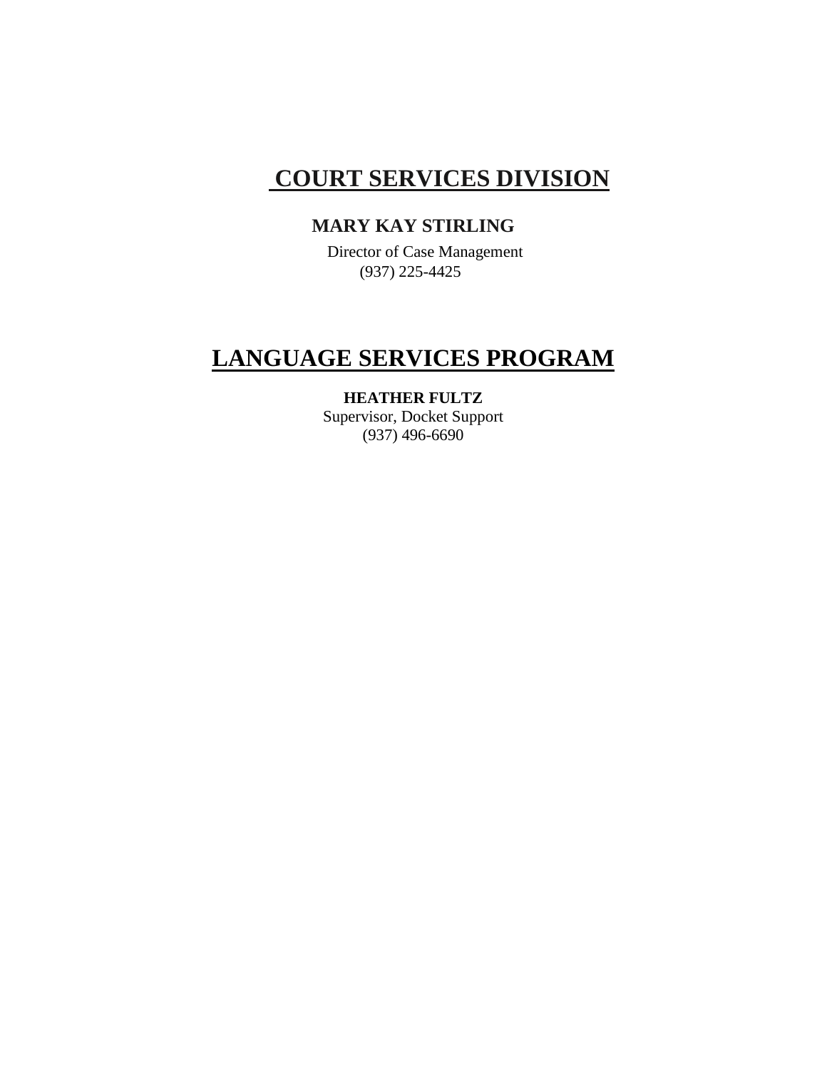# COURT SERVICES DIVISION

**MARY KAY STIRLING**

Director of Case Management
(937) 225-4425

# LANGUAGE SERVICES PROGRAM

**HEATHER FULTZ**

Supervisor, Docket Support
(937) 496-6690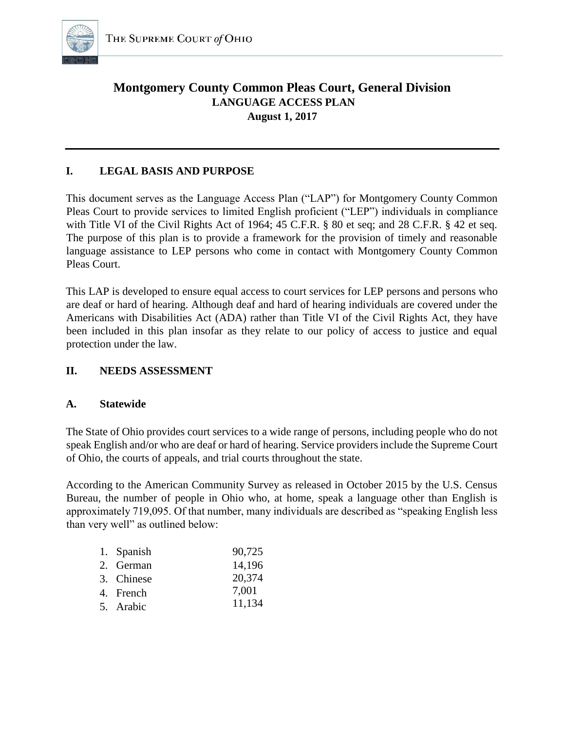# Montgomery County Common Pleas Court, General Division

**LANGUAGE ACCESS PLAN**

**August 1, 2017**

---

## I. LEGAL BASIS AND PURPOSE

This document serves as the Language Access Plan ("LAP") for Montgomery County Common Pleas Court to provide services to limited English proficient ("LEP") individuals in compliance with Title VI of the Civil Rights Act of 1964; 45 C.F.R. § 80 et seq; and 28 C.F.R. § 42 et seq. The purpose of this plan is to provide a framework for the provision of timely and reasonable language assistance to LEP persons who come in contact with Montgomery County Common Pleas Court.

This LAP is developed to ensure equal access to court services for LEP persons and persons who are deaf or hard of hearing. Although deaf and hard of hearing individuals are covered under the Americans with Disabilities Act (ADA) rather than Title VI of the Civil Rights Act, they have been included in this plan insofar as they relate to our policy of access to justice and equal protection under the law.

## II. NEEDS ASSESSMENT

### A. Statewide

The State of Ohio provides court services to a wide range of persons, including people who do not speak English and/or who are deaf or hard of hearing. Service providers include the Supreme Court of Ohio, the courts of appeals, and trial courts throughout the state.

According to the American Community Survey as released in October 2015 by the U.S. Census Bureau, the number of people in Ohio who, at home, speak a language other than English is approximately 719,095. Of that number, many individuals are described as "speaking English less than very well" as outlined below:

| | |
|---|---|
| 1. Spanish | 90,725 |
| 2. German | 14,196 |
| 3. Chinese | 20,374 |
| 4. French | 7,001 |
| 5. Arabic | 11,134 |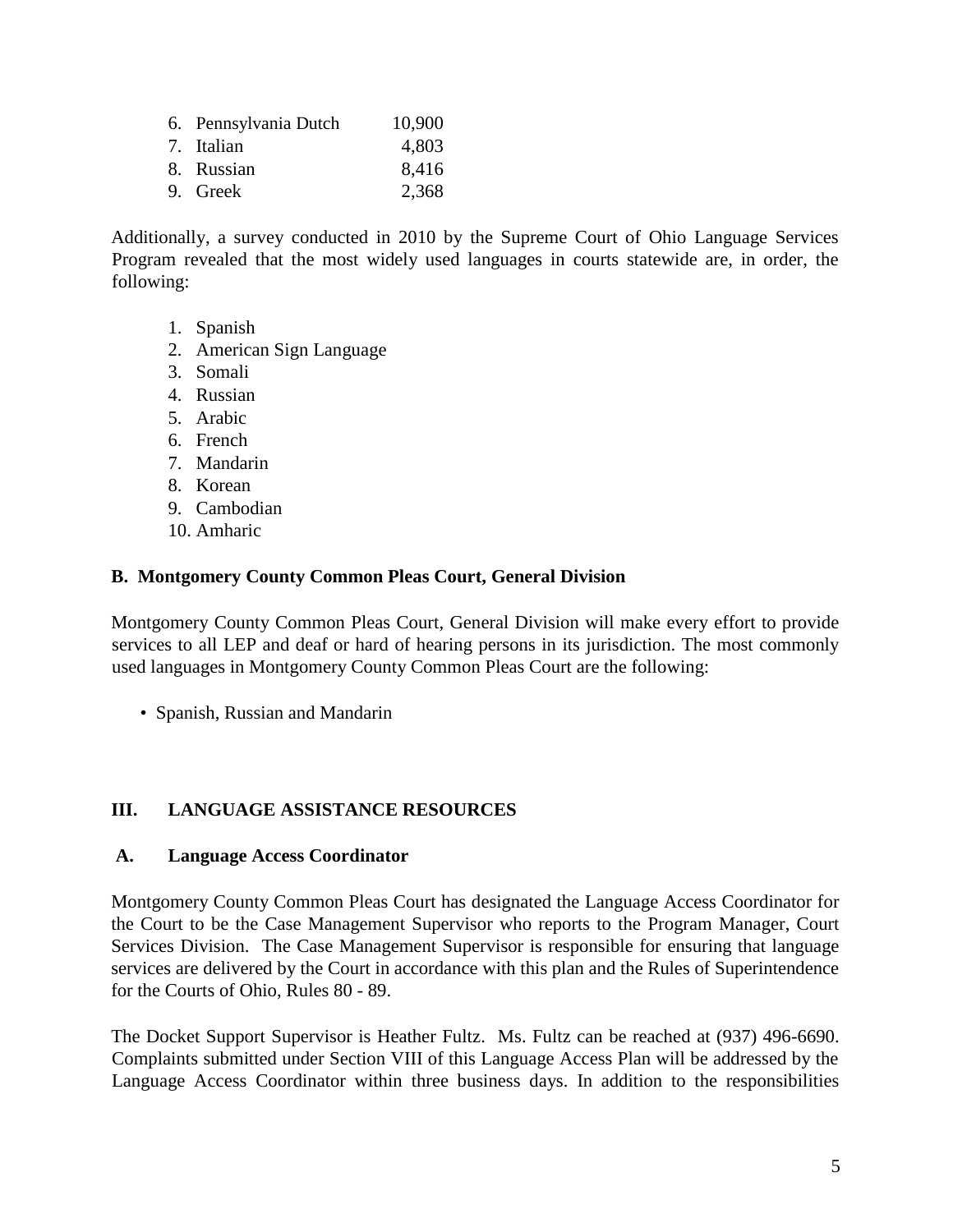6. Pennsylvania Dutch 10,900
7. Italian 4,803
8. Russian 8,416
9. Greek 2,368

Additionally, a survey conducted in 2010 by the Supreme Court of Ohio Language Services Program revealed that the most widely used languages in courts statewide are, in order, the following:

1. Spanish
2. American Sign Language
3. Somali
4. Russian
5. Arabic
6. French
7. Mandarin
8. Korean
9. Cambodian
10. Amharic

**B. Montgomery County Common Pleas Court, General Division**

Montgomery County Common Pleas Court, General Division will make every effort to provide services to all LEP and deaf or hard of hearing persons in its jurisdiction. The most commonly used languages in Montgomery County Common Pleas Court are the following:

- Spanish, Russian and Mandarin

## III. LANGUAGE ASSISTANCE RESOURCES

### A. Language Access Coordinator

Montgomery County Common Pleas Court has designated the Language Access Coordinator for the Court to be the Case Management Supervisor who reports to the Program Manager, Court Services Division. The Case Management Supervisor is responsible for ensuring that language services are delivered by the Court in accordance with this plan and the Rules of Superintendence for the Courts of Ohio, Rules 80 - 89.

The Docket Support Supervisor is Heather Fultz. Ms. Fultz can be reached at (937) 496-6690. Complaints submitted under Section VIII of this Language Access Plan will be addressed by the Language Access Coordinator within three business days. In addition to the responsibilities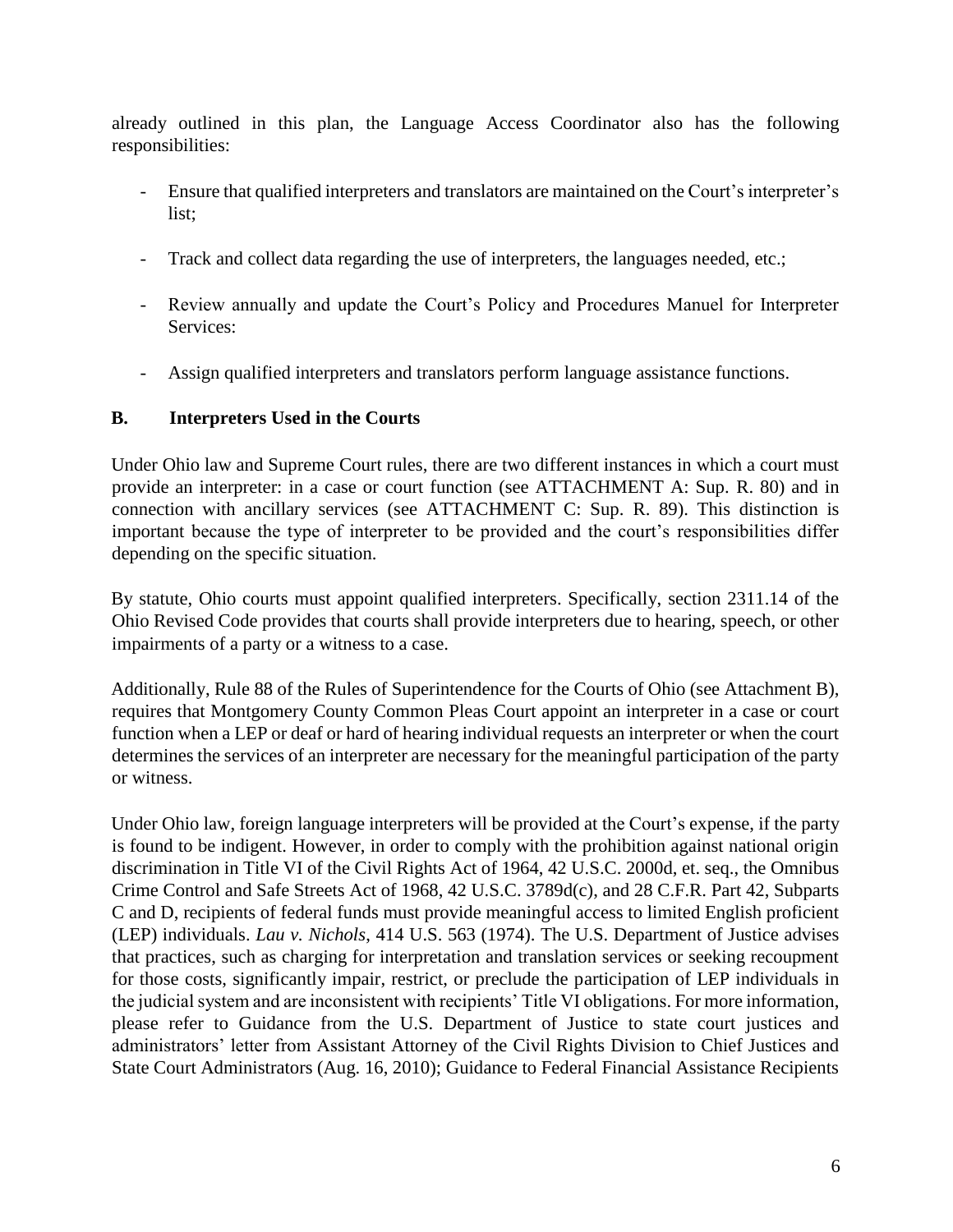already outlined in this plan, the Language Access Coordinator also has the following responsibilities:

- Ensure that qualified interpreters and translators are maintained on the Court's interpreter's list;
- Track and collect data regarding the use of interpreters, the languages needed, etc.;
- Review annually and update the Court's Policy and Procedures Manuel for Interpreter Services:
- Assign qualified interpreters and translators perform language assistance functions.

## B. Interpreters Used in the Courts

Under Ohio law and Supreme Court rules, there are two different instances in which a court must provide an interpreter: in a case or court function (see ATTACHMENT A: Sup. R. 80) and in connection with ancillary services (see ATTACHMENT C: Sup. R. 89). This distinction is important because the type of interpreter to be provided and the court's responsibilities differ depending on the specific situation.

By statute, Ohio courts must appoint qualified interpreters. Specifically, section 2311.14 of the Ohio Revised Code provides that courts shall provide interpreters due to hearing, speech, or other impairments of a party or a witness to a case.

Additionally, Rule 88 of the Rules of Superintendence for the Courts of Ohio (see Attachment B), requires that Montgomery County Common Pleas Court appoint an interpreter in a case or court function when a LEP or deaf or hard of hearing individual requests an interpreter or when the court determines the services of an interpreter are necessary for the meaningful participation of the party or witness.

Under Ohio law, foreign language interpreters will be provided at the Court's expense, if the party is found to be indigent. However, in order to comply with the prohibition against national origin discrimination in Title VI of the Civil Rights Act of 1964, 42 U.S.C. 2000d, et. seq., the Omnibus Crime Control and Safe Streets Act of 1968, 42 U.S.C. 3789d(c), and 28 C.F.R. Part 42, Subparts C and D, recipients of federal funds must provide meaningful access to limited English proficient (LEP) individuals. *Lau v. Nichols*, 414 U.S. 563 (1974). The U.S. Department of Justice advises that practices, such as charging for interpretation and translation services or seeking recoupment for those costs, significantly impair, restrict, or preclude the participation of LEP individuals in the judicial system and are inconsistent with recipients' Title VI obligations. For more information, please refer to Guidance from the U.S. Department of Justice to state court justices and administrators' letter from Assistant Attorney of the Civil Rights Division to Chief Justices and State Court Administrators (Aug. 16, 2010); Guidance to Federal Financial Assistance Recipients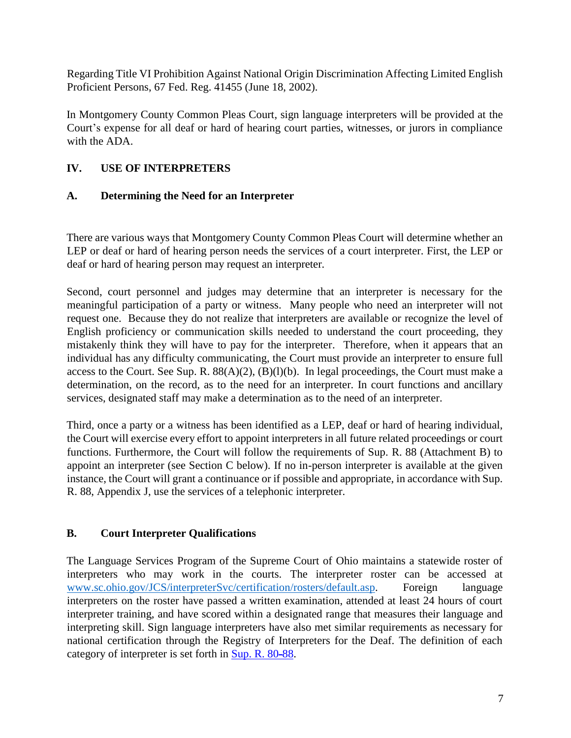Regarding Title VI Prohibition Against National Origin Discrimination Affecting Limited English Proficient Persons, 67 Fed. Reg. 41455 (June 18, 2002).

In Montgomery County Common Pleas Court, sign language interpreters will be provided at the Court's expense for all deaf or hard of hearing court parties, witnesses, or jurors in compliance with the ADA.

## IV. USE OF INTERPRETERS

### A. Determining the Need for an Interpreter

There are various ways that Montgomery County Common Pleas Court will determine whether an LEP or deaf or hard of hearing person needs the services of a court interpreter. First, the LEP or deaf or hard of hearing person may request an interpreter.

Second, court personnel and judges may determine that an interpreter is necessary for the meaningful participation of a party or witness. Many people who need an interpreter will not request one. Because they do not realize that interpreters are available or recognize the level of English proficiency or communication skills needed to understand the court proceeding, they mistakenly think they will have to pay for the interpreter. Therefore, when it appears that an individual has any difficulty communicating, the Court must provide an interpreter to ensure full access to the Court. See Sup. R. 88(A)(2), (B)(l)(b). In legal proceedings, the Court must make a determination, on the record, as to the need for an interpreter. In court functions and ancillary services, designated staff may make a determination as to the need of an interpreter.

Third, once a party or a witness has been identified as a LEP, deaf or hard of hearing individual, the Court will exercise every effort to appoint interpreters in all future related proceedings or court functions. Furthermore, the Court will follow the requirements of Sup. R. 88 (Attachment B) to appoint an interpreter (see Section C below). If no in-person interpreter is available at the given instance, the Court will grant a continuance or if possible and appropriate, in accordance with Sup. R. 88, Appendix J, use the services of a telephonic interpreter.

### B. Court Interpreter Qualifications

The Language Services Program of the Supreme Court of Ohio maintains a statewide roster of interpreters who may work in the courts. The interpreter roster can be accessed at [www.sc.ohio.gov/JCS/interpreterSvc/certification/rosters/default.asp](www.sc.ohio.gov/JCS/interpreterSvc/certification/rosters/default.asp). Foreign language interpreters on the roster have passed a written examination, attended at least 24 hours of court interpreter training, and have scored within a designated range that measures their language and interpreting skill. Sign language interpreters have also met similar requirements as necessary for national certification through the Registry of Interpreters for the Deaf. The definition of each category of interpreter is set forth in Sup. R. 80–88.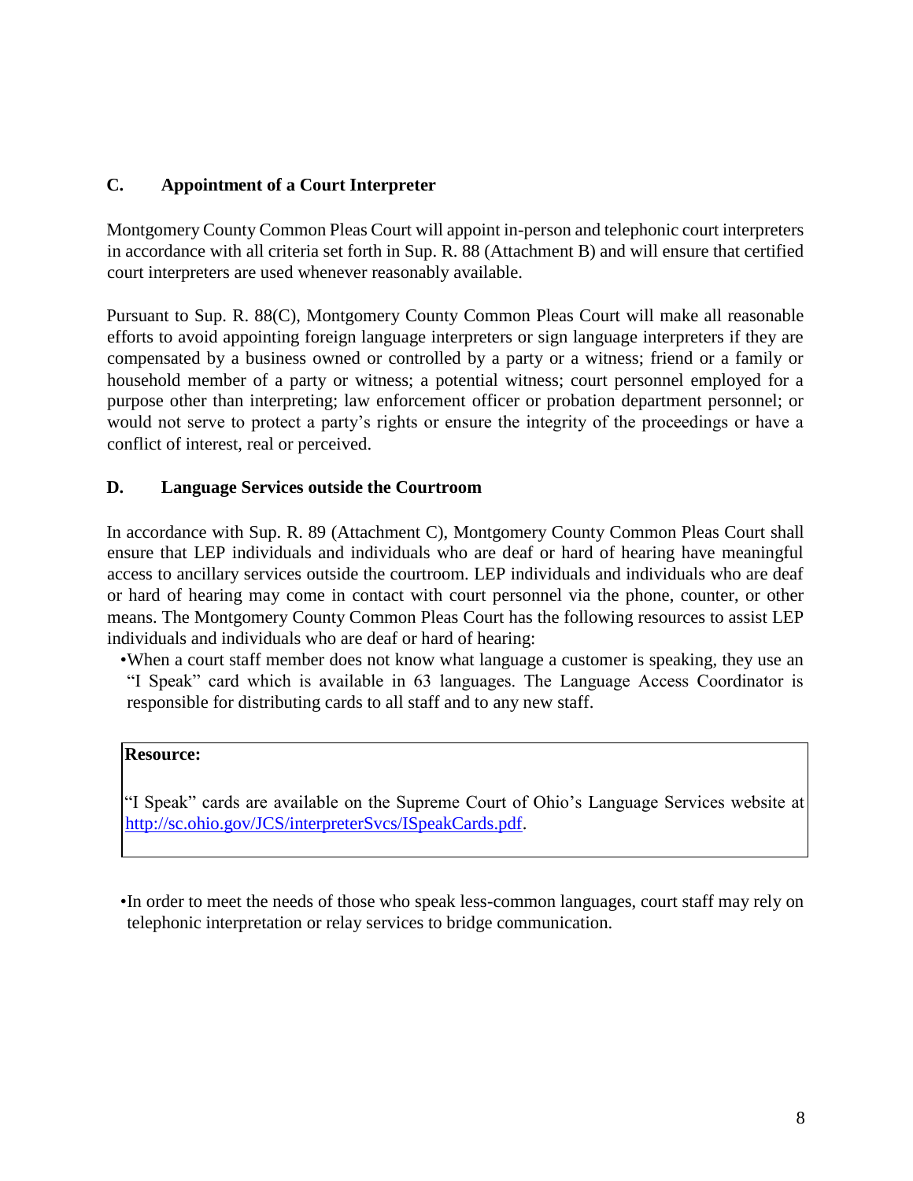### C. Appointment of a Court Interpreter

Montgomery County Common Pleas Court will appoint in-person and telephonic court interpreters in accordance with all criteria set forth in Sup. R. 88 (Attachment B) and will ensure that certified court interpreters are used whenever reasonably available.

Pursuant to Sup. R. 88(C), Montgomery County Common Pleas Court will make all reasonable efforts to avoid appointing foreign language interpreters or sign language interpreters if they are compensated by a business owned or controlled by a party or a witness; friend or a family or household member of a party or witness; a potential witness; court personnel employed for a purpose other than interpreting; law enforcement officer or probation department personnel; or would not serve to protect a party's rights or ensure the integrity of the proceedings or have a conflict of interest, real or perceived.

### D. Language Services outside the Courtroom

In accordance with Sup. R. 89 (Attachment C), Montgomery County Common Pleas Court shall ensure that LEP individuals and individuals who are deaf or hard of hearing have meaningful access to ancillary services outside the courtroom. LEP individuals and individuals who are deaf or hard of hearing may come in contact with court personnel via the phone, counter, or other means. The Montgomery County Common Pleas Court has the following resources to assist LEP individuals and individuals who are deaf or hard of hearing:

- When a court staff member does not know what language a customer is speaking, they use an "I Speak" card which is available in 63 languages. The Language Access Coordinator is responsible for distributing cards to all staff and to any new staff.

> **Resource:**
>
> "I Speak" cards are available on the Supreme Court of Ohio's Language Services website at [http://sc.ohio.gov/JCS/interpreterSvcs/ISpeakCards.pdf](http://sc.ohio.gov/JCS/interpreterSvcs/ISpeakCards.pdf).

- In order to meet the needs of those who speak less-common languages, court staff may rely on telephonic interpretation or relay services to bridge communication.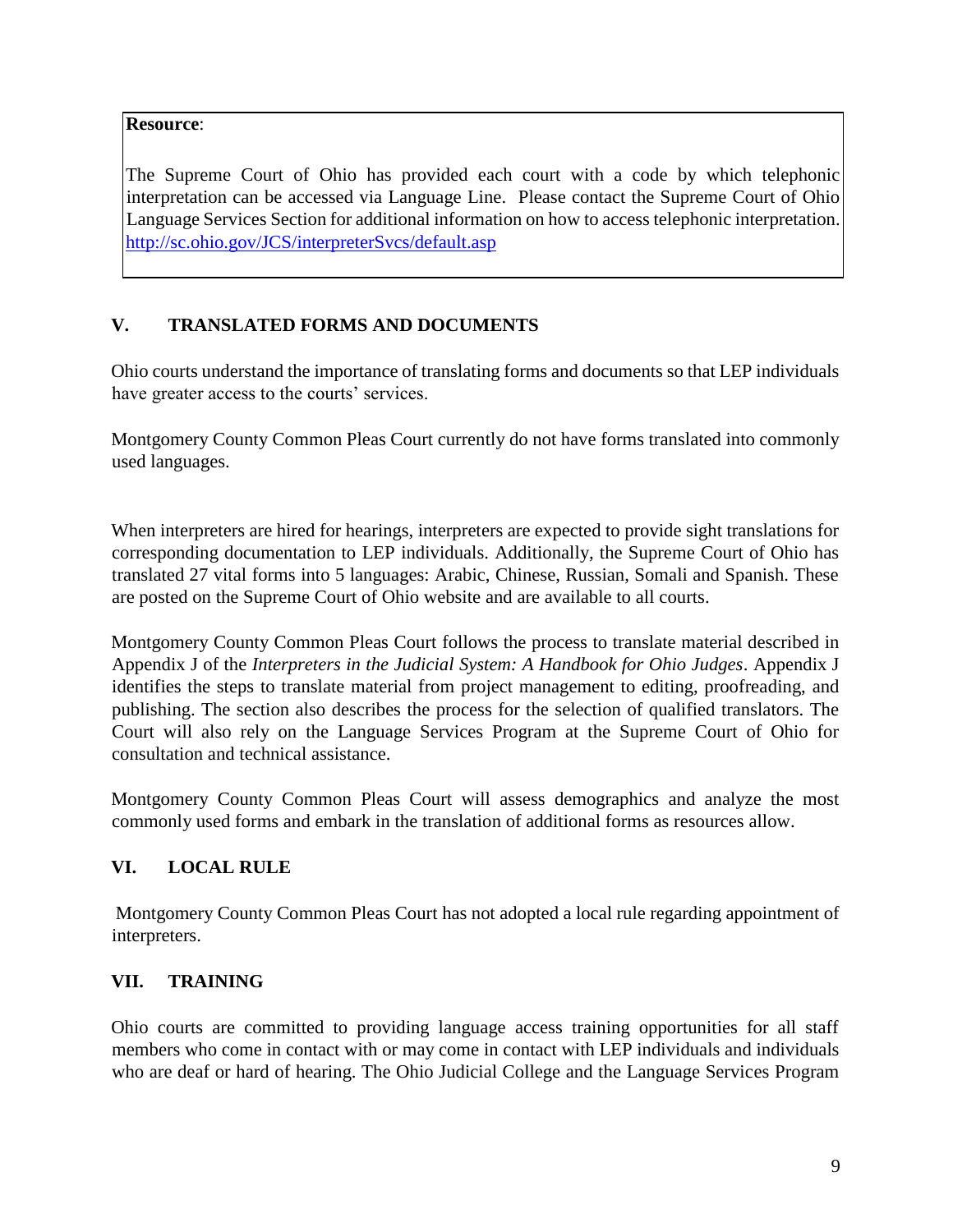**Resource**:

The Supreme Court of Ohio has provided each court with a code by which telephonic interpretation can be accessed via Language Line. Please contact the Supreme Court of Ohio Language Services Section for additional information on how to access telephonic interpretation. http://sc.ohio.gov/JCS/interpreterSvcs/default.asp

## V. TRANSLATED FORMS AND DOCUMENTS

Ohio courts understand the importance of translating forms and documents so that LEP individuals have greater access to the courts' services.

Montgomery County Common Pleas Court currently do not have forms translated into commonly used languages.

When interpreters are hired for hearings, interpreters are expected to provide sight translations for corresponding documentation to LEP individuals. Additionally, the Supreme Court of Ohio has translated 27 vital forms into 5 languages: Arabic, Chinese, Russian, Somali and Spanish. These are posted on the Supreme Court of Ohio website and are available to all courts.

Montgomery County Common Pleas Court follows the process to translate material described in Appendix J of the *Interpreters in the Judicial System: A Handbook for Ohio Judges*. Appendix J identifies the steps to translate material from project management to editing, proofreading, and publishing. The section also describes the process for the selection of qualified translators. The Court will also rely on the Language Services Program at the Supreme Court of Ohio for consultation and technical assistance.

Montgomery County Common Pleas Court will assess demographics and analyze the most commonly used forms and embark in the translation of additional forms as resources allow.

## VI. LOCAL RULE

Montgomery County Common Pleas Court has not adopted a local rule regarding appointment of interpreters.

## VII. TRAINING

Ohio courts are committed to providing language access training opportunities for all staff members who come in contact with or may come in contact with LEP individuals and individuals who are deaf or hard of hearing. The Ohio Judicial College and the Language Services Program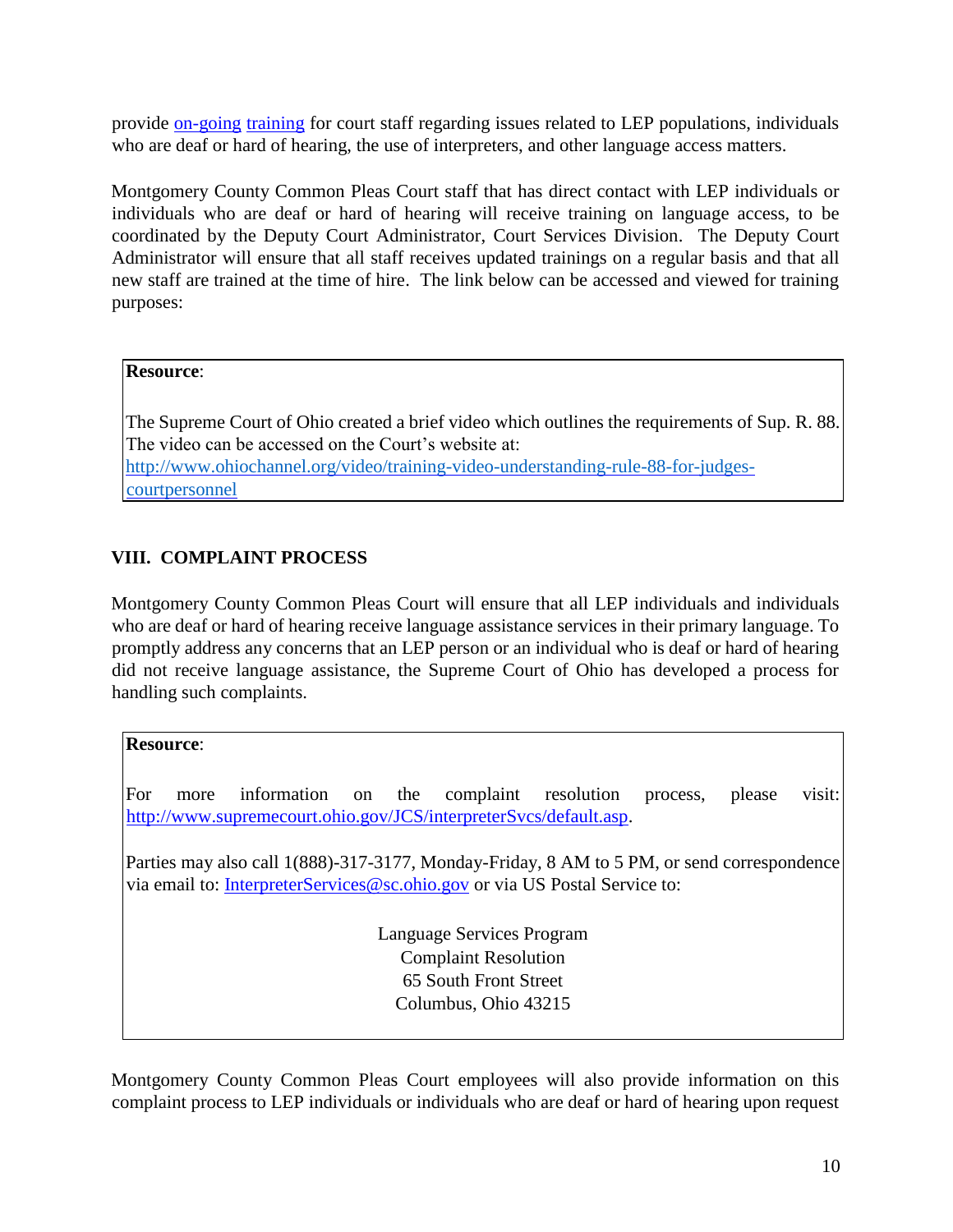provide [on-going](#) [training](#) for court staff regarding issues related to LEP populations, individuals who are deaf or hard of hearing, the use of interpreters, and other language access matters.

Montgomery County Common Pleas Court staff that has direct contact with LEP individuals or individuals who are deaf or hard of hearing will receive training on language access, to be coordinated by the Deputy Court Administrator, Court Services Division. The Deputy Court Administrator will ensure that all staff receives updated trainings on a regular basis and that all new staff are trained at the time of hire. The link below can be accessed and viewed for training purposes:

> **Resource**:
>
> The Supreme Court of Ohio created a brief video which outlines the requirements of Sup. R. 88. The video can be accessed on the Court's website at: [http://www.ohiochannel.org/video/training-video-understanding-rule-88-for-judges-courtpersonnel](http://www.ohiochannel.org/video/training-video-understanding-rule-88-for-judges-courtpersonnel)

## VIII. COMPLAINT PROCESS

Montgomery County Common Pleas Court will ensure that all LEP individuals and individuals who are deaf or hard of hearing receive language assistance services in their primary language. To promptly address any concerns that an LEP person or an individual who is deaf or hard of hearing did not receive language assistance, the Supreme Court of Ohio has developed a process for handling such complaints.

> **Resource**:
>
> For more information on the complaint resolution process, please visit: [http://www.supremecourt.ohio.gov/JCS/interpreterSvcs/default.asp](http://www.supremecourt.ohio.gov/JCS/interpreterSvcs/default.asp).
>
> Parties may also call 1(888)-317-3177, Monday-Friday, 8 AM to 5 PM, or send correspondence via email to: [InterpreterServices@sc.ohio.gov](mailto:InterpreterServices@sc.ohio.gov) or via US Postal Service to:
>
> Language Services Program
> Complaint Resolution
> 65 South Front Street
> Columbus, Ohio 43215

Montgomery County Common Pleas Court employees will also provide information on this complaint process to LEP individuals or individuals who are deaf or hard of hearing upon request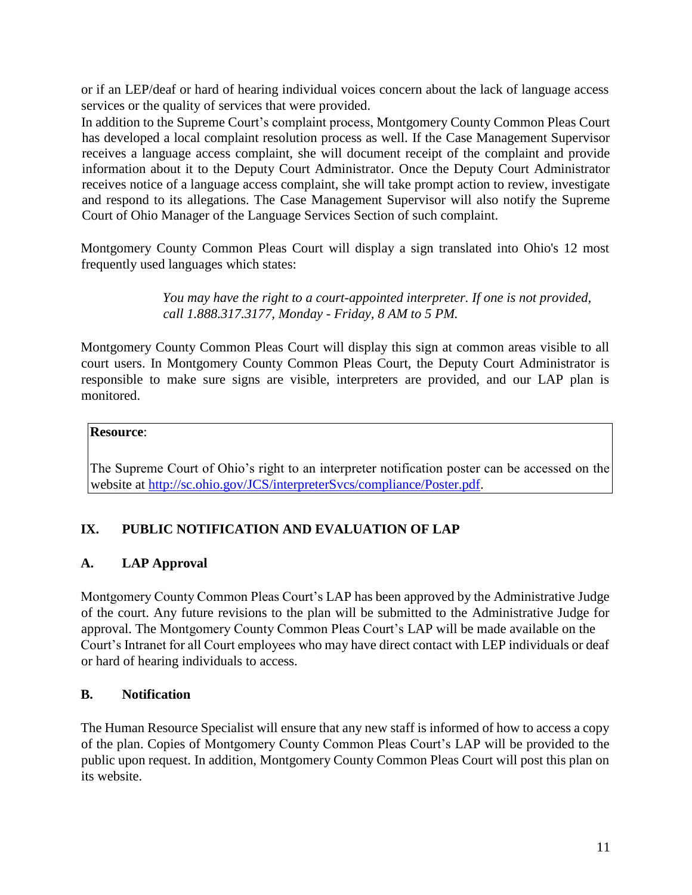or if an LEP/deaf or hard of hearing individual voices concern about the lack of language access services or the quality of services that were provided.

In addition to the Supreme Court's complaint process, Montgomery County Common Pleas Court has developed a local complaint resolution process as well. If the Case Management Supervisor receives a language access complaint, she will document receipt of the complaint and provide information about it to the Deputy Court Administrator. Once the Deputy Court Administrator receives notice of a language access complaint, she will take prompt action to review, investigate and respond to its allegations. The Case Management Supervisor will also notify the Supreme Court of Ohio Manager of the Language Services Section of such complaint.

Montgomery County Common Pleas Court will display a sign translated into Ohio's 12 most frequently used languages which states:

> *You may have the right to a court-appointed interpreter. If one is not provided, call 1.888.317.3177, Monday - Friday, 8 AM to 5 PM.*

Montgomery County Common Pleas Court will display this sign at common areas visible to all court users. In Montgomery County Common Pleas Court, the Deputy Court Administrator is responsible to make sure signs are visible, interpreters are provided, and our LAP plan is monitored.

| **Resource**:<br><br>The Supreme Court of Ohio's right to an interpreter notification poster can be accessed on the website at http://sc.ohio.gov/JCS/interpreterSvcs/compliance/Poster.pdf. |
|---|

## IX. PUBLIC NOTIFICATION AND EVALUATION OF LAP

### A. LAP Approval

Montgomery County Common Pleas Court's LAP has been approved by the Administrative Judge of the court. Any future revisions to the plan will be submitted to the Administrative Judge for approval. The Montgomery County Common Pleas Court's LAP will be made available on the Court's Intranet for all Court employees who may have direct contact with LEP individuals or deaf or hard of hearing individuals to access.

### B. Notification

The Human Resource Specialist will ensure that any new staff is informed of how to access a copy of the plan. Copies of Montgomery County Common Pleas Court's LAP will be provided to the public upon request. In addition, Montgomery County Common Pleas Court will post this plan on its website.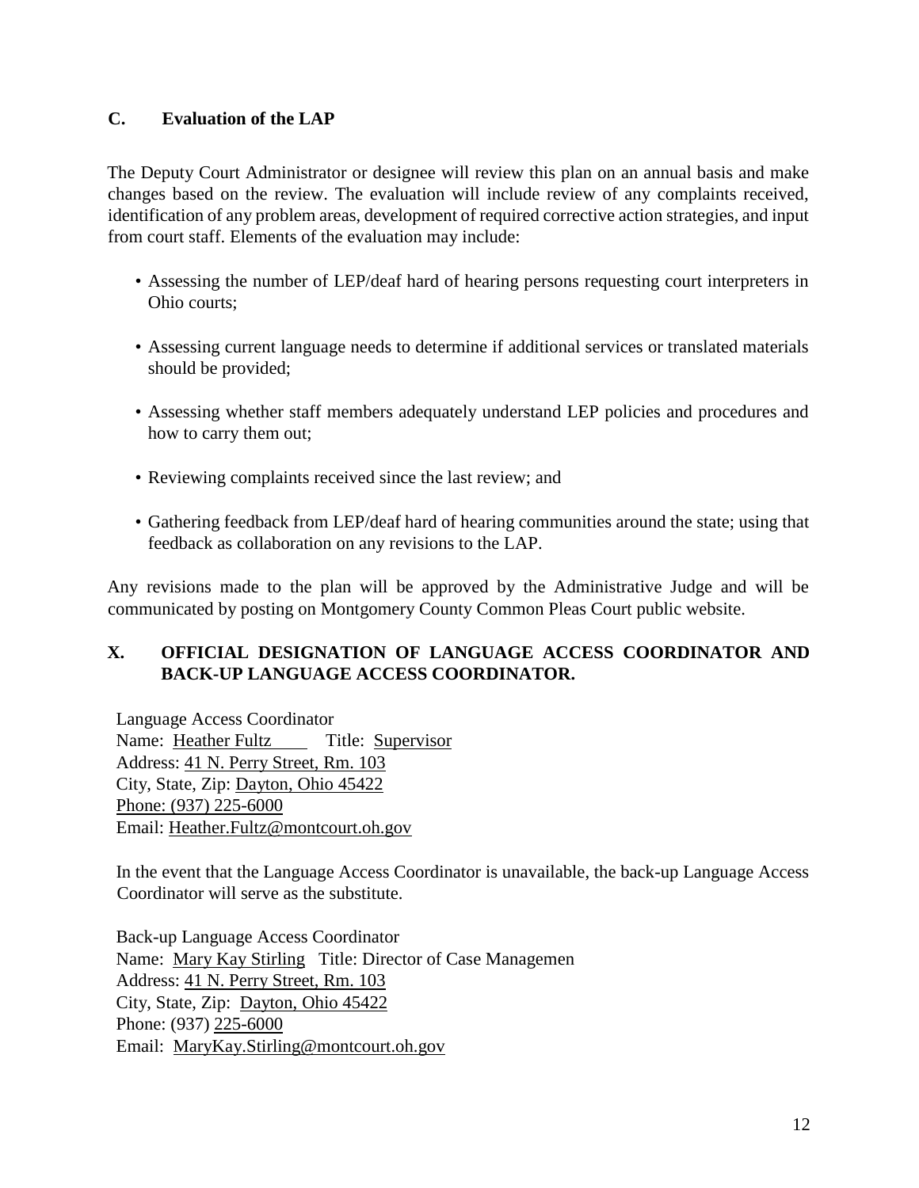### C. Evaluation of the LAP

The Deputy Court Administrator or designee will review this plan on an annual basis and make changes based on the review. The evaluation will include review of any complaints received, identification of any problem areas, development of required corrective action strategies, and input from court staff. Elements of the evaluation may include:

- Assessing the number of LEP/deaf hard of hearing persons requesting court interpreters in Ohio courts;
- Assessing current language needs to determine if additional services or translated materials should be provided;
- Assessing whether staff members adequately understand LEP policies and procedures and how to carry them out;
- Reviewing complaints received since the last review; and
- Gathering feedback from LEP/deaf hard of hearing communities around the state; using that feedback as collaboration on any revisions to the LAP.

Any revisions made to the plan will be approved by the Administrative Judge and will be communicated by posting on Montgomery County Common Pleas Court public website.

## X. OFFICIAL DESIGNATION OF LANGUAGE ACCESS COORDINATOR AND BACK-UP LANGUAGE ACCESS COORDINATOR.

Language Access Coordinator
Name: Heather Fultz Title: Supervisor
Address: 41 N. Perry Street, Rm. 103
City, State, Zip: Dayton, Ohio 45422
Phone: (937) 225-6000
Email: Heather.Fultz@montcourt.oh.gov

In the event that the Language Access Coordinator is unavailable, the back-up Language Access Coordinator will serve as the substitute.

Back-up Language Access Coordinator
Name: Mary Kay Stirling Title: Director of Case Managemen
Address: 41 N. Perry Street, Rm. 103
City, State, Zip: Dayton, Ohio 45422
Phone: (937) 225-6000
Email: MaryKay.Stirling@montcourt.oh.gov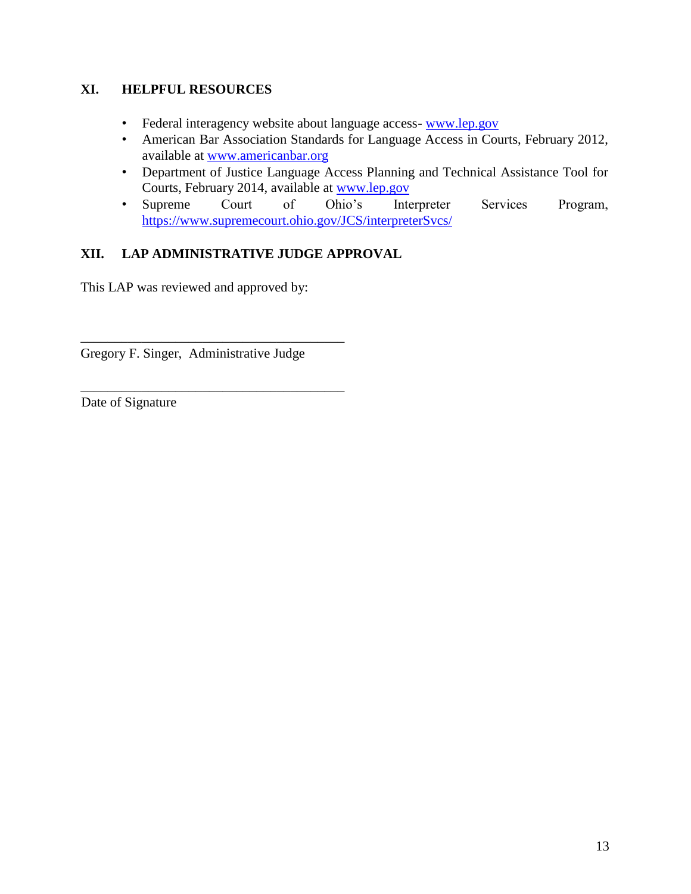## XI. HELPFUL RESOURCES

- Federal interagency website about language access- www.lep.gov
- American Bar Association Standards for Language Access in Courts, February 2012, available at www.americanbar.org
- Department of Justice Language Access Planning and Technical Assistance Tool for Courts, February 2014, available at www.lep.gov
- Supreme Court of Ohio's Interpreter Services Program, https://www.supremecourt.ohio.gov/JCS/interpreterSvcs/

## XII. LAP ADMINISTRATIVE JUDGE APPROVAL

This LAP was reviewed and approved by:

\_\_\_\_\_\_\_\_\_\_\_\_\_\_\_\_\_\_\_\_\_\_\_\_\_\_\_\_\_\_\_\_\_\_\_\_\_\_\_\_

Gregory F. Singer, Administrative Judge

\_\_\_\_\_\_\_\_\_\_\_\_\_\_\_\_\_\_\_\_\_\_\_\_\_\_\_\_\_\_\_\_\_\_\_\_\_\_\_\_

Date of Signature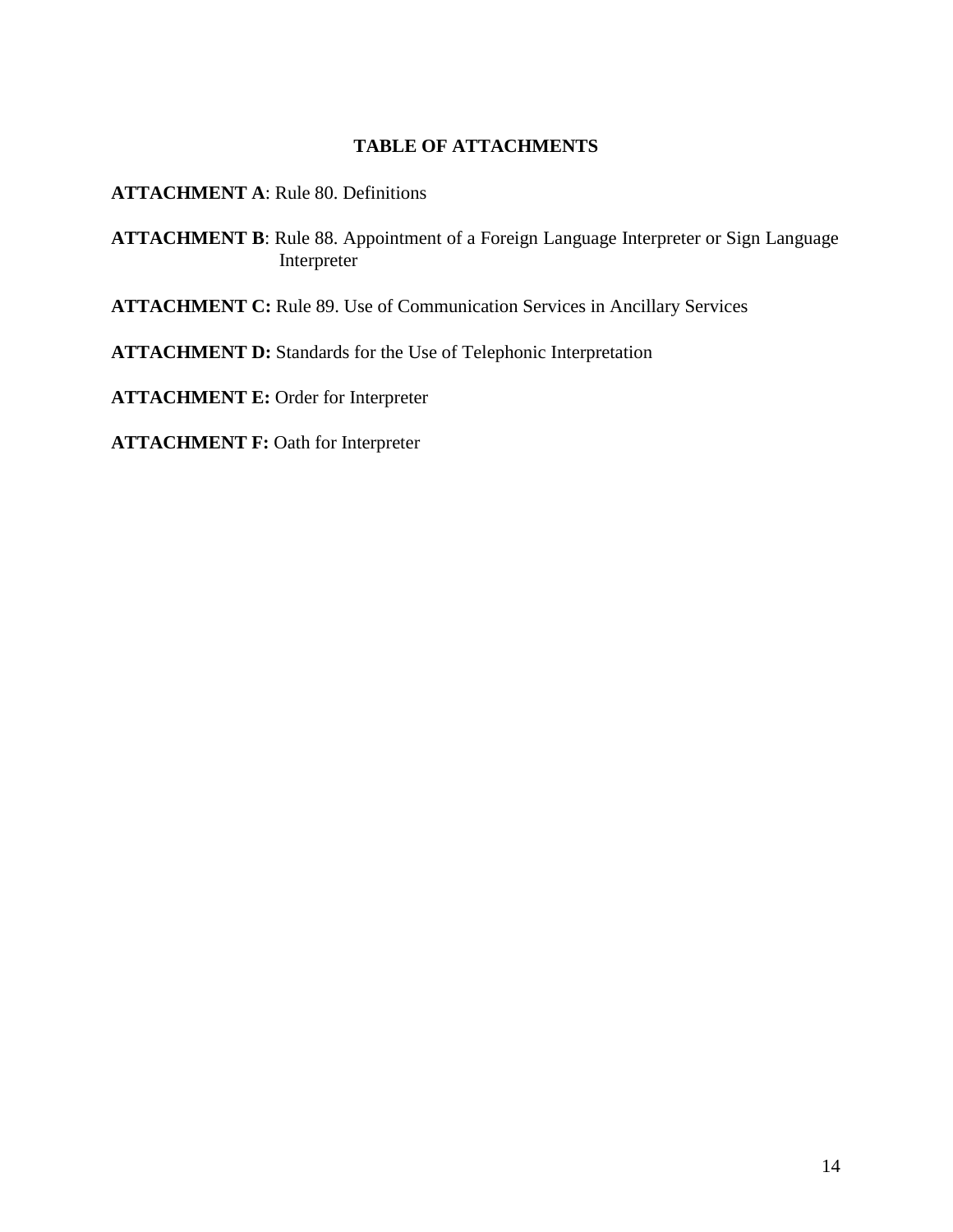## TABLE OF ATTACHMENTS

**ATTACHMENT A**: Rule 80. Definitions

**ATTACHMENT B**: Rule 88. Appointment of a Foreign Language Interpreter or Sign Language Interpreter

**ATTACHMENT C:** Rule 89. Use of Communication Services in Ancillary Services

**ATTACHMENT D:** Standards for the Use of Telephonic Interpretation

**ATTACHMENT E:** Order for Interpreter

**ATTACHMENT F:** Oath for Interpreter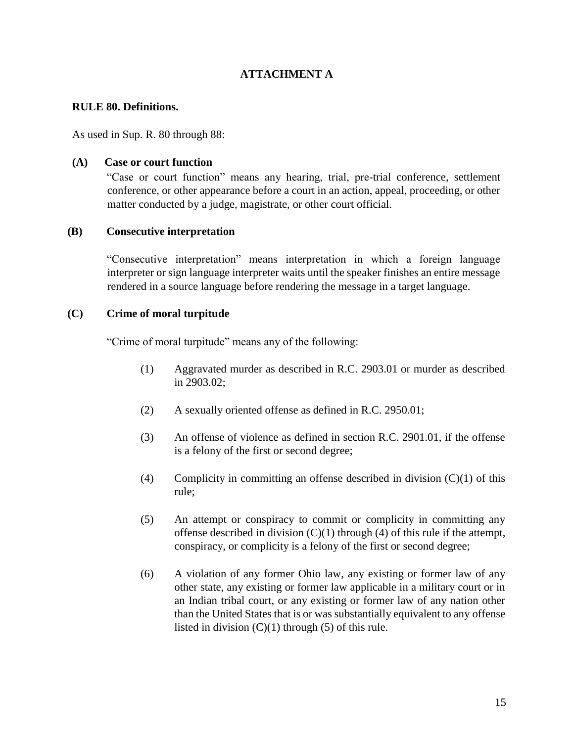## ATTACHMENT A

### RULE 80. Definitions.

As used in Sup. R. 80 through 88:

**(A) Case or court function**

"Case or court function" means any hearing, trial, pre-trial conference, settlement conference, or other appearance before a court in an action, appeal, proceeding, or other matter conducted by a judge, magistrate, or other court official.

**(B) Consecutive interpretation**

"Consecutive interpretation" means interpretation in which a foreign language interpreter or sign language interpreter waits until the speaker finishes an entire message rendered in a source language before rendering the message in a target language.

**(C) Crime of moral turpitude**

"Crime of moral turpitude" means any of the following:

(1) Aggravated murder as described in R.C. 2903.01 or murder as described in 2903.02;

(2) A sexually oriented offense as defined in R.C. 2950.01;

(3) An offense of violence as defined in section R.C. 2901.01, if the offense is a felony of the first or second degree;

(4) Complicity in committing an offense described in division (C)(1) of this rule;

(5) An attempt or conspiracy to commit or complicity in committing any offense described in division (C)(1) through (4) of this rule if the attempt, conspiracy, or complicity is a felony of the first or second degree;

(6) A violation of any former Ohio law, any existing or former law of any other state, any existing or former law applicable in a military court or in an Indian tribal court, or any existing or former law of any nation other than the United States that is or was substantially equivalent to any offense listed in division (C)(1) through (5) of this rule.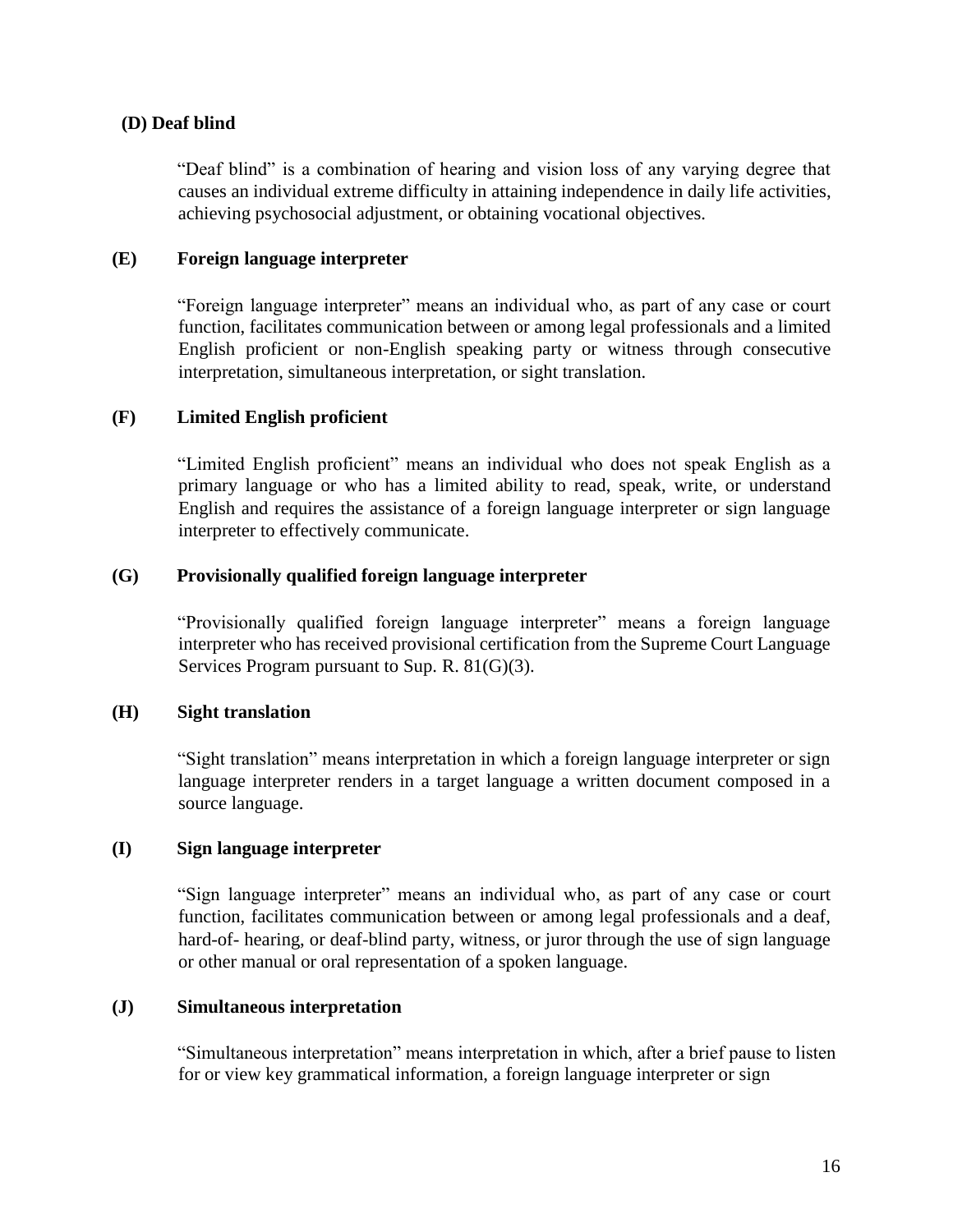**(D) Deaf blind**

"Deaf blind" is a combination of hearing and vision loss of any varying degree that causes an individual extreme difficulty in attaining independence in daily life activities, achieving psychosocial adjustment, or obtaining vocational objectives.

**(E) Foreign language interpreter**

"Foreign language interpreter" means an individual who, as part of any case or court function, facilitates communication between or among legal professionals and a limited English proficient or non-English speaking party or witness through consecutive interpretation, simultaneous interpretation, or sight translation.

**(F) Limited English proficient**

"Limited English proficient" means an individual who does not speak English as a primary language or who has a limited ability to read, speak, write, or understand English and requires the assistance of a foreign language interpreter or sign language interpreter to effectively communicate.

**(G) Provisionally qualified foreign language interpreter**

"Provisionally qualified foreign language interpreter" means a foreign language interpreter who has received provisional certification from the Supreme Court Language Services Program pursuant to Sup. R. 81(G)(3).

**(H) Sight translation**

"Sight translation" means interpretation in which a foreign language interpreter or sign language interpreter renders in a target language a written document composed in a source language.

**(I) Sign language interpreter**

"Sign language interpreter" means an individual who, as part of any case or court function, facilitates communication between or among legal professionals and a deaf, hard-of- hearing, or deaf-blind party, witness, or juror through the use of sign language or other manual or oral representation of a spoken language.

**(J) Simultaneous interpretation**

"Simultaneous interpretation" means interpretation in which, after a brief pause to listen for or view key grammatical information, a foreign language interpreter or sign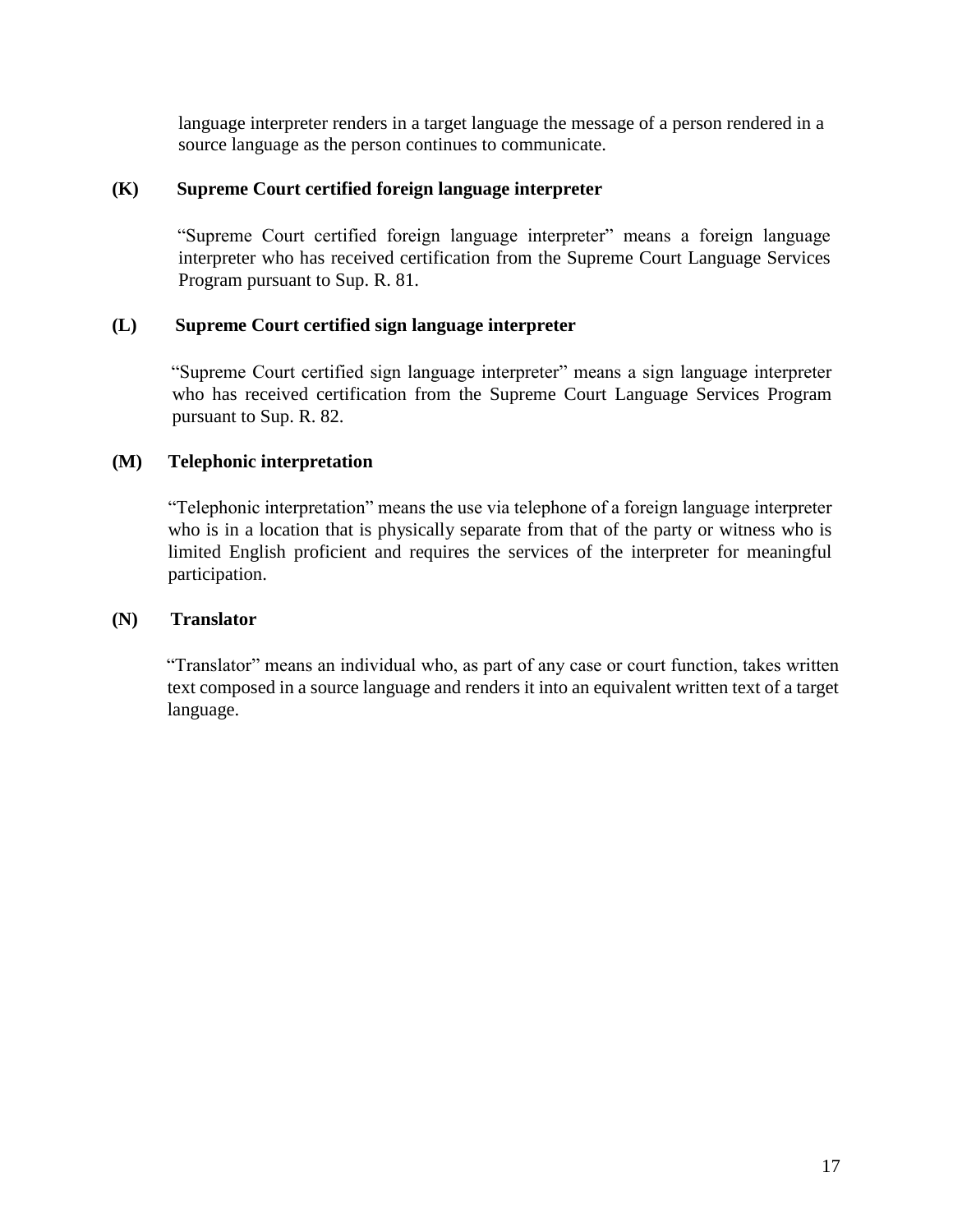language interpreter renders in a target language the message of a person rendered in a source language as the person continues to communicate.

**(K) Supreme Court certified foreign language interpreter**

"Supreme Court certified foreign language interpreter" means a foreign language interpreter who has received certification from the Supreme Court Language Services Program pursuant to Sup. R. 81.

**(L) Supreme Court certified sign language interpreter**

"Supreme Court certified sign language interpreter" means a sign language interpreter who has received certification from the Supreme Court Language Services Program pursuant to Sup. R. 82.

**(M) Telephonic interpretation**

"Telephonic interpretation" means the use via telephone of a foreign language interpreter who is in a location that is physically separate from that of the party or witness who is limited English proficient and requires the services of the interpreter for meaningful participation.

**(N) Translator**

"Translator" means an individual who, as part of any case or court function, takes written text composed in a source language and renders it into an equivalent written text of a target language.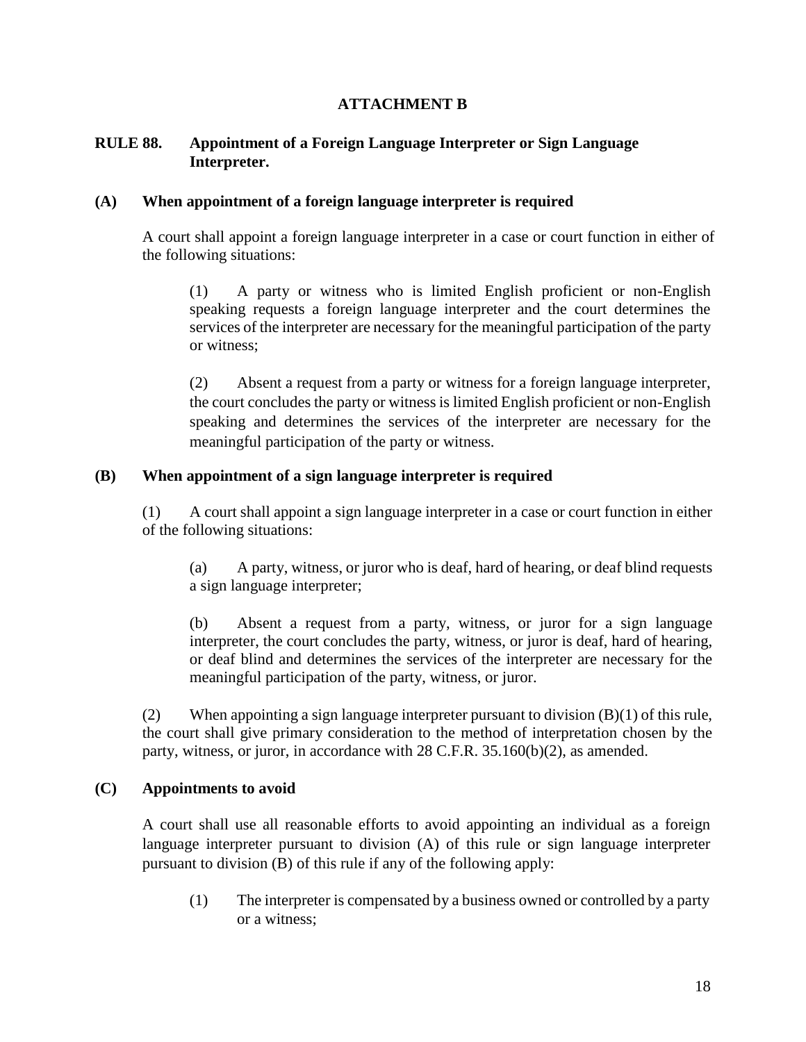**ATTACHMENT B**

**RULE 88. Appointment of a Foreign Language Interpreter or Sign Language Interpreter.**

**(A) When appointment of a foreign language interpreter is required**

A court shall appoint a foreign language interpreter in a case or court function in either of the following situations:

(1) A party or witness who is limited English proficient or non-English speaking requests a foreign language interpreter and the court determines the services of the interpreter are necessary for the meaningful participation of the party or witness;

(2) Absent a request from a party or witness for a foreign language interpreter, the court concludes the party or witness is limited English proficient or non-English speaking and determines the services of the interpreter are necessary for the meaningful participation of the party or witness.

**(B) When appointment of a sign language interpreter is required**

(1) A court shall appoint a sign language interpreter in a case or court function in either of the following situations:

(a) A party, witness, or juror who is deaf, hard of hearing, or deaf blind requests a sign language interpreter;

(b) Absent a request from a party, witness, or juror for a sign language interpreter, the court concludes the party, witness, or juror is deaf, hard of hearing, or deaf blind and determines the services of the interpreter are necessary for the meaningful participation of the party, witness, or juror.

(2) When appointing a sign language interpreter pursuant to division (B)(1) of this rule, the court shall give primary consideration to the method of interpretation chosen by the party, witness, or juror, in accordance with 28 C.F.R. 35.160(b)(2), as amended.

**(C) Appointments to avoid**

A court shall use all reasonable efforts to avoid appointing an individual as a foreign language interpreter pursuant to division (A) of this rule or sign language interpreter pursuant to division (B) of this rule if any of the following apply:

(1) The interpreter is compensated by a business owned or controlled by a party or a witness;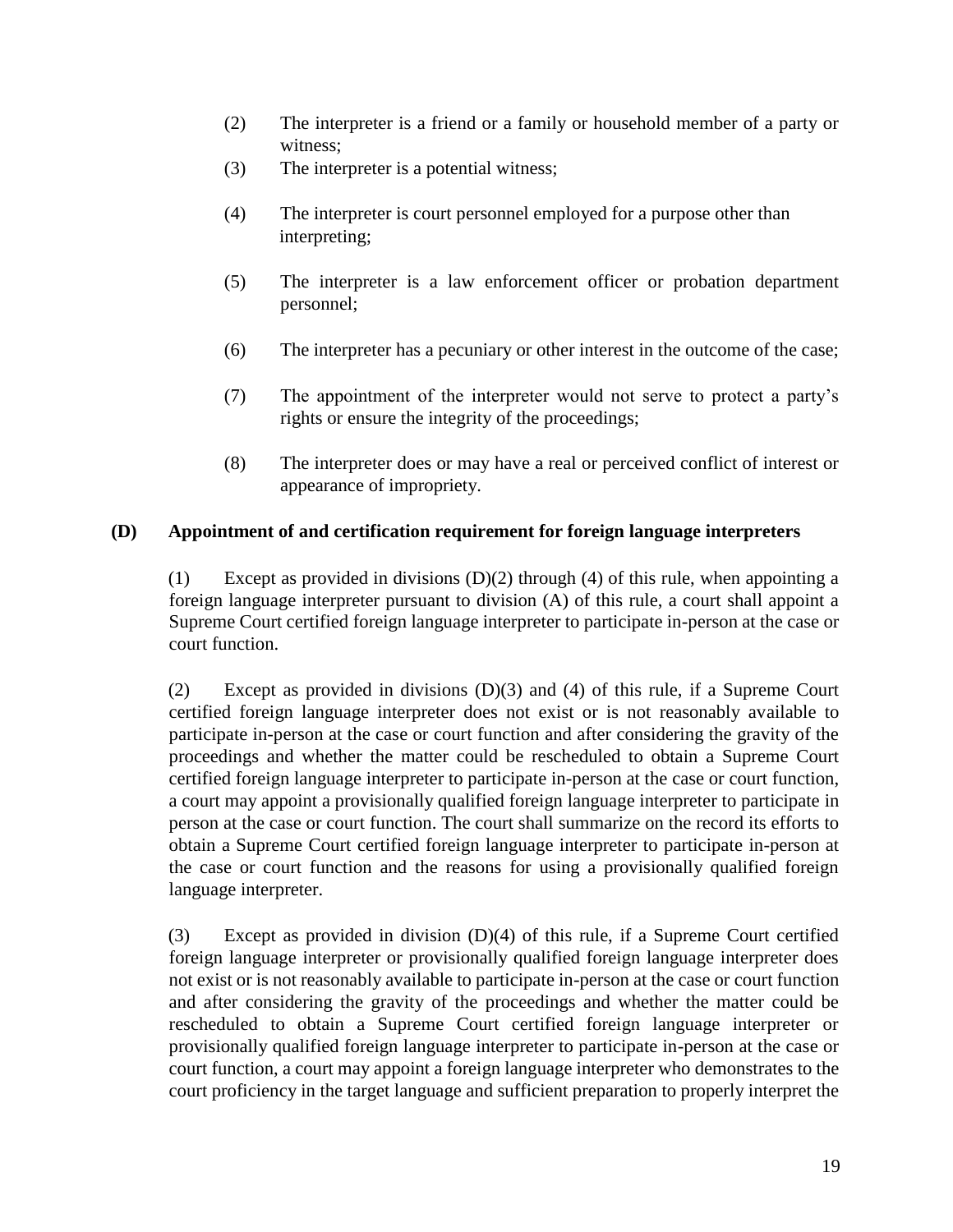(2) The interpreter is a friend or a family or household member of a party or witness;

(3) The interpreter is a potential witness;

(4) The interpreter is court personnel employed for a purpose other than interpreting;

(5) The interpreter is a law enforcement officer or probation department personnel;

(6) The interpreter has a pecuniary or other interest in the outcome of the case;

(7) The appointment of the interpreter would not serve to protect a party's rights or ensure the integrity of the proceedings;

(8) The interpreter does or may have a real or perceived conflict of interest or appearance of impropriety.

**(D) Appointment of and certification requirement for foreign language interpreters**

(1) Except as provided in divisions (D)(2) through (4) of this rule, when appointing a foreign language interpreter pursuant to division (A) of this rule, a court shall appoint a Supreme Court certified foreign language interpreter to participate in-person at the case or court function.

(2) Except as provided in divisions (D)(3) and (4) of this rule, if a Supreme Court certified foreign language interpreter does not exist or is not reasonably available to participate in-person at the case or court function and after considering the gravity of the proceedings and whether the matter could be rescheduled to obtain a Supreme Court certified foreign language interpreter to participate in-person at the case or court function, a court may appoint a provisionally qualified foreign language interpreter to participate in person at the case or court function. The court shall summarize on the record its efforts to obtain a Supreme Court certified foreign language interpreter to participate in-person at the case or court function and the reasons for using a provisionally qualified foreign language interpreter.

(3) Except as provided in division (D)(4) of this rule, if a Supreme Court certified foreign language interpreter or provisionally qualified foreign language interpreter does not exist or is not reasonably available to participate in-person at the case or court function and after considering the gravity of the proceedings and whether the matter could be rescheduled to obtain a Supreme Court certified foreign language interpreter or provisionally qualified foreign language interpreter to participate in-person at the case or court function, a court may appoint a foreign language interpreter who demonstrates to the court proficiency in the target language and sufficient preparation to properly interpret the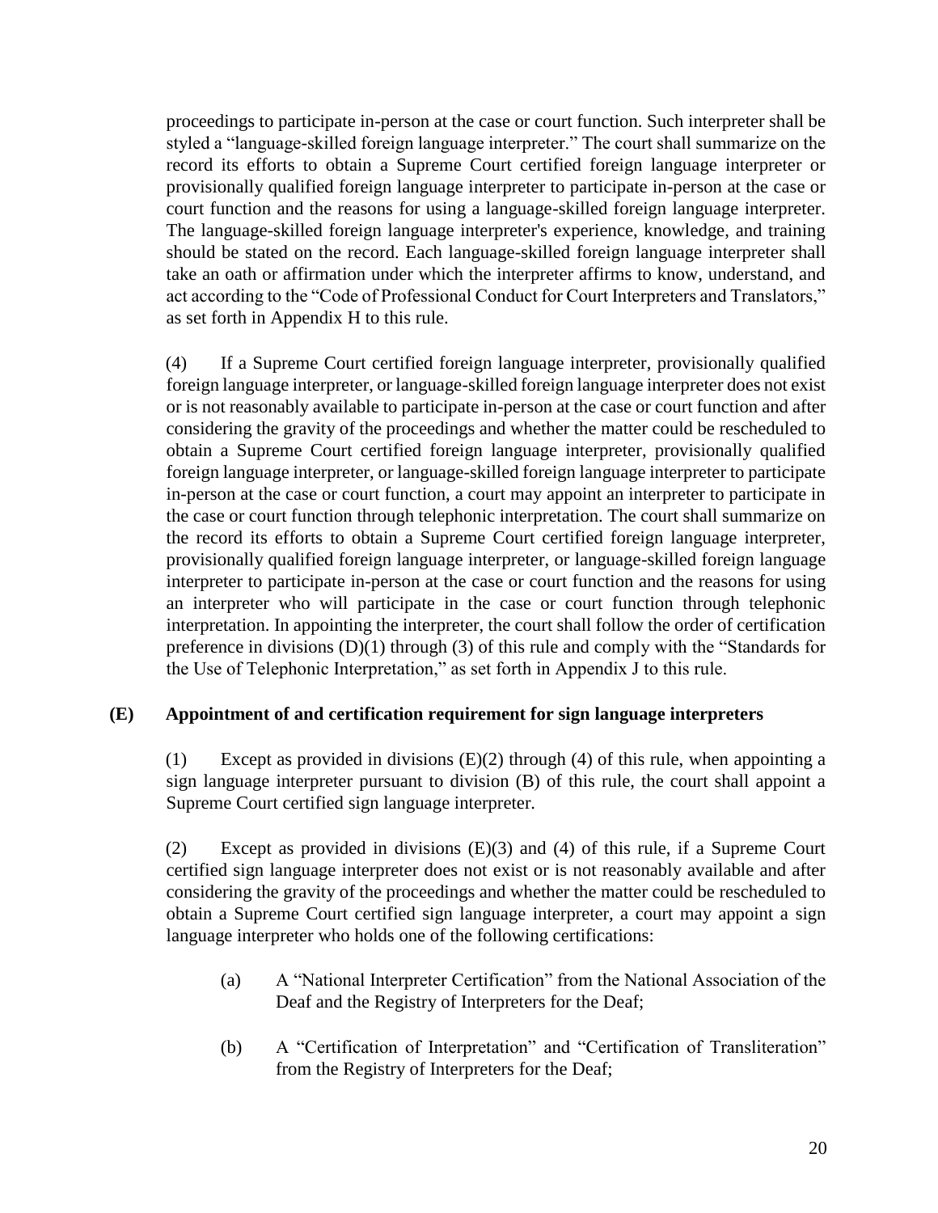proceedings to participate in-person at the case or court function. Such interpreter shall be styled a "language-skilled foreign language interpreter." The court shall summarize on the record its efforts to obtain a Supreme Court certified foreign language interpreter or provisionally qualified foreign language interpreter to participate in-person at the case or court function and the reasons for using a language-skilled foreign language interpreter. The language-skilled foreign language interpreter's experience, knowledge, and training should be stated on the record. Each language-skilled foreign language interpreter shall take an oath or affirmation under which the interpreter affirms to know, understand, and act according to the "Code of Professional Conduct for Court Interpreters and Translators," as set forth in Appendix H to this rule.

(4) If a Supreme Court certified foreign language interpreter, provisionally qualified foreign language interpreter, or language-skilled foreign language interpreter does not exist or is not reasonably available to participate in-person at the case or court function and after considering the gravity of the proceedings and whether the matter could be rescheduled to obtain a Supreme Court certified foreign language interpreter, provisionally qualified foreign language interpreter, or language-skilled foreign language interpreter to participate in-person at the case or court function, a court may appoint an interpreter to participate in the case or court function through telephonic interpretation. The court shall summarize on the record its efforts to obtain a Supreme Court certified foreign language interpreter, provisionally qualified foreign language interpreter, or language-skilled foreign language interpreter to participate in-person at the case or court function and the reasons for using an interpreter who will participate in the case or court function through telephonic interpretation. In appointing the interpreter, the court shall follow the order of certification preference in divisions (D)(1) through (3) of this rule and comply with the "Standards for the Use of Telephonic Interpretation," as set forth in Appendix J to this rule.

**(E) Appointment of and certification requirement for sign language interpreters**

(1) Except as provided in divisions (E)(2) through (4) of this rule, when appointing a sign language interpreter pursuant to division (B) of this rule, the court shall appoint a Supreme Court certified sign language interpreter.

(2) Except as provided in divisions (E)(3) and (4) of this rule, if a Supreme Court certified sign language interpreter does not exist or is not reasonably available and after considering the gravity of the proceedings and whether the matter could be rescheduled to obtain a Supreme Court certified sign language interpreter, a court may appoint a sign language interpreter who holds one of the following certifications:

(a) A "National Interpreter Certification" from the National Association of the Deaf and the Registry of Interpreters for the Deaf;

(b) A "Certification of Interpretation" and "Certification of Transliteration" from the Registry of Interpreters for the Deaf;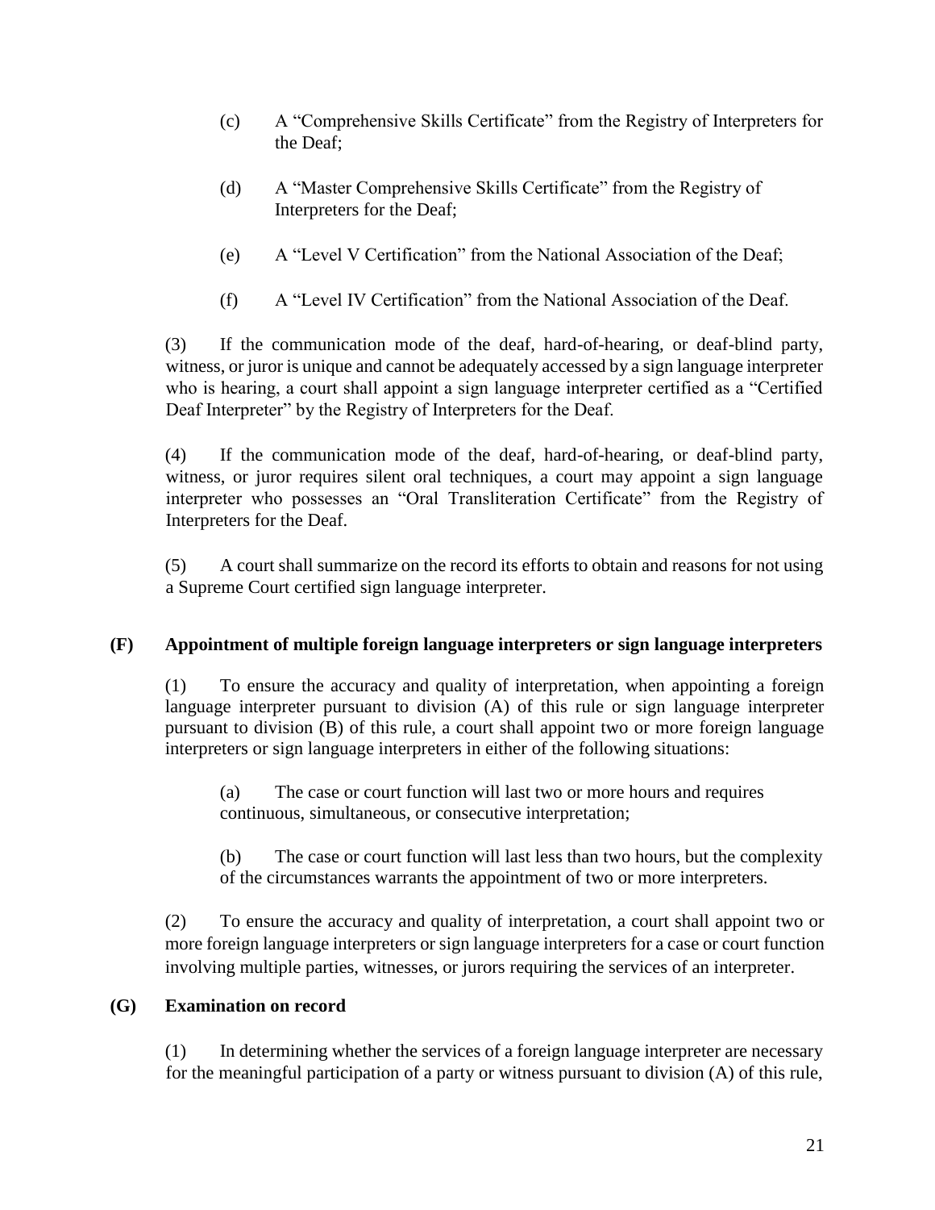(c) A "Comprehensive Skills Certificate" from the Registry of Interpreters for the Deaf;

(d) A "Master Comprehensive Skills Certificate" from the Registry of Interpreters for the Deaf;

(e) A "Level V Certification" from the National Association of the Deaf;

(f) A "Level IV Certification" from the National Association of the Deaf.

(3) If the communication mode of the deaf, hard-of-hearing, or deaf-blind party, witness, or juror is unique and cannot be adequately accessed by a sign language interpreter who is hearing, a court shall appoint a sign language interpreter certified as a "Certified Deaf Interpreter" by the Registry of Interpreters for the Deaf.

(4) If the communication mode of the deaf, hard-of-hearing, or deaf-blind party, witness, or juror requires silent oral techniques, a court may appoint a sign language interpreter who possesses an "Oral Transliteration Certificate" from the Registry of Interpreters for the Deaf.

(5) A court shall summarize on the record its efforts to obtain and reasons for not using a Supreme Court certified sign language interpreter.

**(F) Appointment of multiple foreign language interpreters or sign language interpreters**

(1) To ensure the accuracy and quality of interpretation, when appointing a foreign language interpreter pursuant to division (A) of this rule or sign language interpreter pursuant to division (B) of this rule, a court shall appoint two or more foreign language interpreters or sign language interpreters in either of the following situations:

(a) The case or court function will last two or more hours and requires continuous, simultaneous, or consecutive interpretation;

(b) The case or court function will last less than two hours, but the complexity of the circumstances warrants the appointment of two or more interpreters.

(2) To ensure the accuracy and quality of interpretation, a court shall appoint two or more foreign language interpreters or sign language interpreters for a case or court function involving multiple parties, witnesses, or jurors requiring the services of an interpreter.

**(G) Examination on record**

(1) In determining whether the services of a foreign language interpreter are necessary for the meaningful participation of a party or witness pursuant to division (A) of this rule,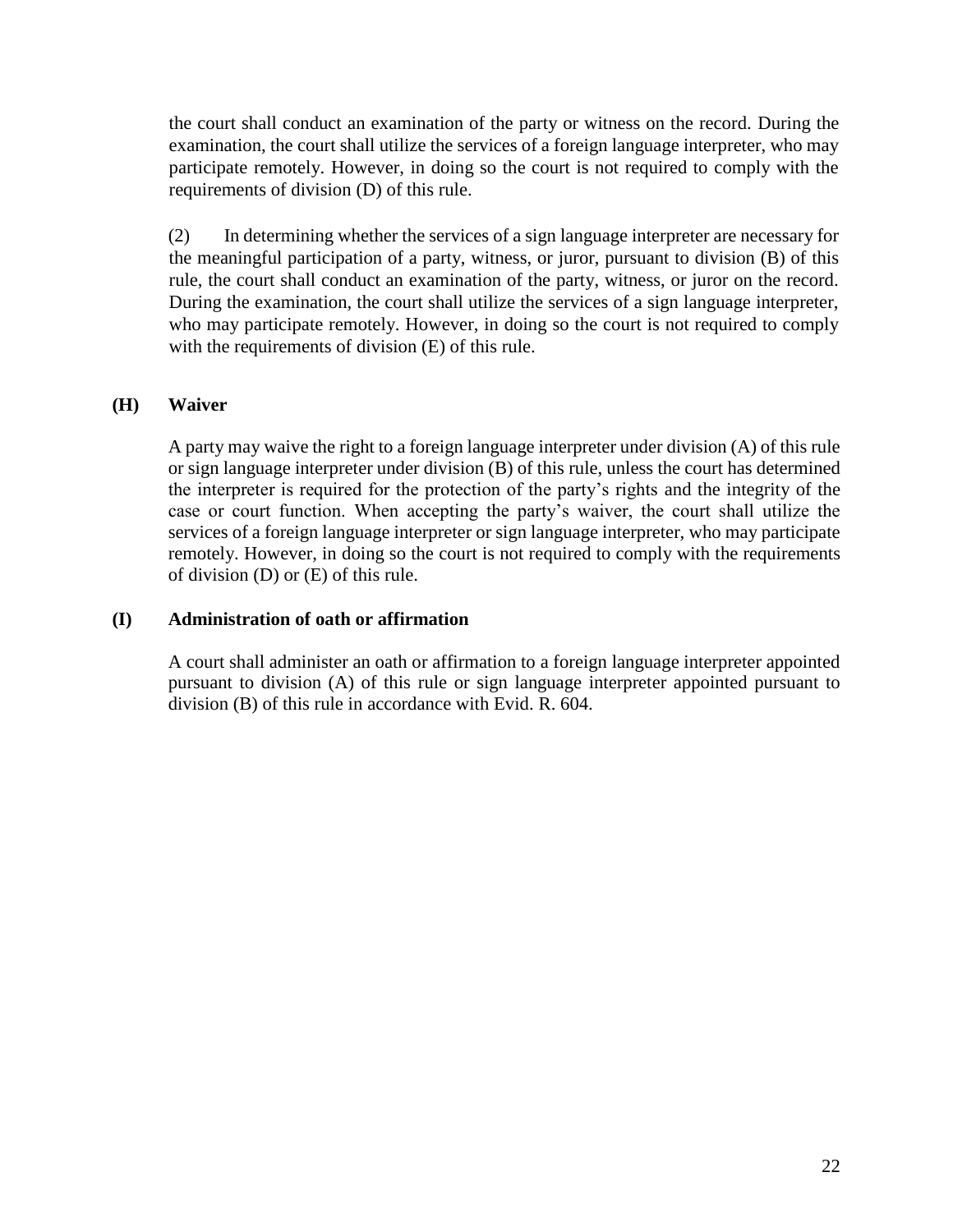the court shall conduct an examination of the party or witness on the record. During the examination, the court shall utilize the services of a foreign language interpreter, who may participate remotely. However, in doing so the court is not required to comply with the requirements of division (D) of this rule.

(2) In determining whether the services of a sign language interpreter are necessary for the meaningful participation of a party, witness, or juror, pursuant to division (B) of this rule, the court shall conduct an examination of the party, witness, or juror on the record. During the examination, the court shall utilize the services of a sign language interpreter, who may participate remotely. However, in doing so the court is not required to comply with the requirements of division (E) of this rule.

**(H) Waiver**

A party may waive the right to a foreign language interpreter under division (A) of this rule or sign language interpreter under division (B) of this rule, unless the court has determined the interpreter is required for the protection of the party's rights and the integrity of the case or court function. When accepting the party's waiver, the court shall utilize the services of a foreign language interpreter or sign language interpreter, who may participate remotely. However, in doing so the court is not required to comply with the requirements of division (D) or (E) of this rule.

**(I) Administration of oath or affirmation**

A court shall administer an oath or affirmation to a foreign language interpreter appointed pursuant to division (A) of this rule or sign language interpreter appointed pursuant to division (B) of this rule in accordance with Evid. R. 604.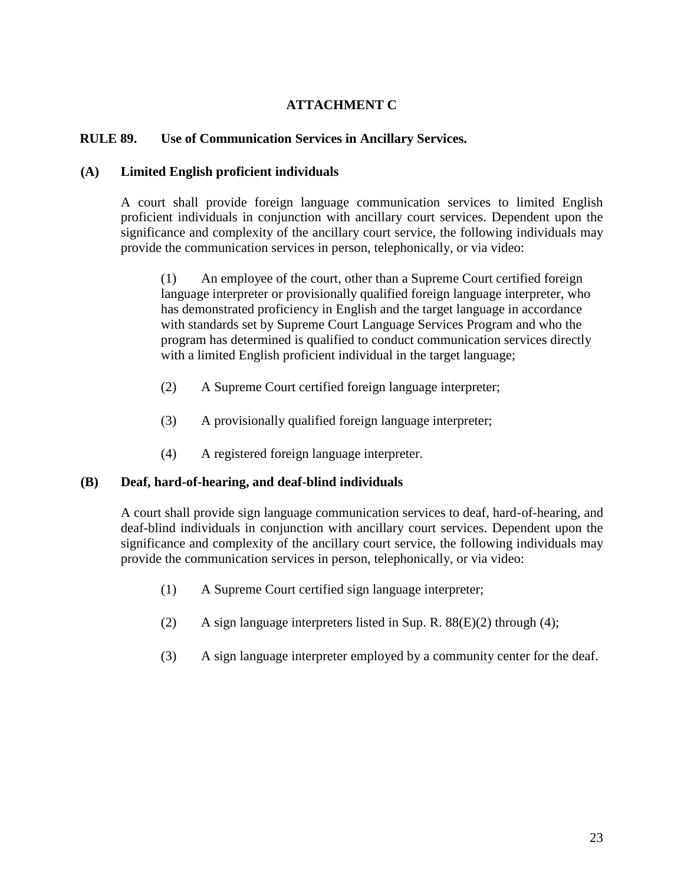## ATTACHMENT C

### RULE 89. Use of Communication Services in Ancillary Services.

**(A) Limited English proficient individuals**

A court shall provide foreign language communication services to limited English proficient individuals in conjunction with ancillary court services. Dependent upon the significance and complexity of the ancillary court service, the following individuals may provide the communication services in person, telephonically, or via video:

(1) An employee of the court, other than a Supreme Court certified foreign language interpreter or provisionally qualified foreign language interpreter, who has demonstrated proficiency in English and the target language in accordance with standards set by Supreme Court Language Services Program and who the program has determined is qualified to conduct communication services directly with a limited English proficient individual in the target language;

(2) A Supreme Court certified foreign language interpreter;

(3) A provisionally qualified foreign language interpreter;

(4) A registered foreign language interpreter.

**(B) Deaf, hard-of-hearing, and deaf-blind individuals**

A court shall provide sign language communication services to deaf, hard-of-hearing, and deaf-blind individuals in conjunction with ancillary court services. Dependent upon the significance and complexity of the ancillary court service, the following individuals may provide the communication services in person, telephonically, or via video:

(1) A Supreme Court certified sign language interpreter;

(2) A sign language interpreters listed in Sup. R. 88(E)(2) through (4);

(3) A sign language interpreter employed by a community center for the deaf.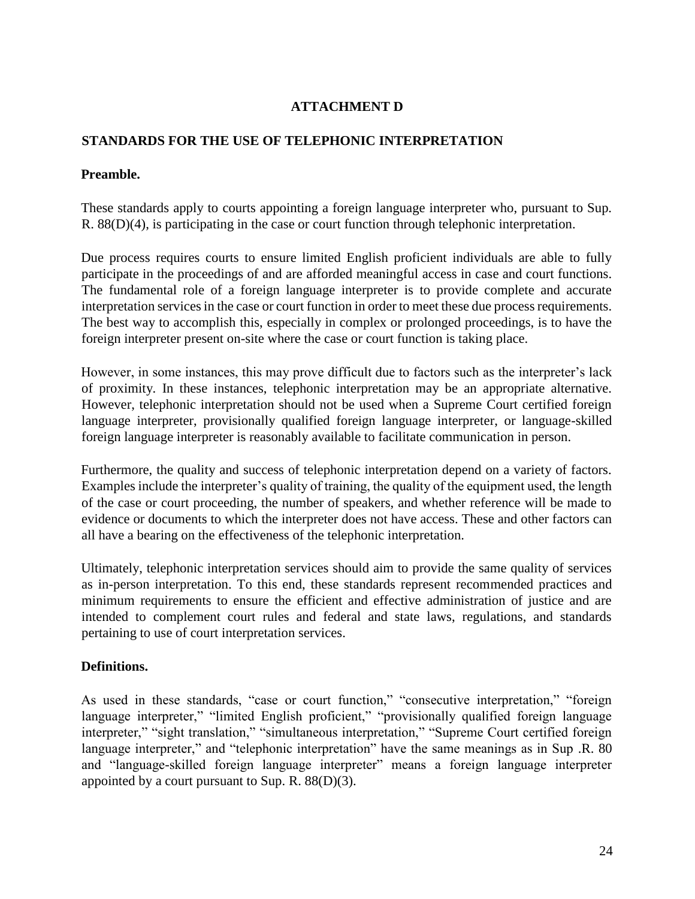# ATTACHMENT D

## STANDARDS FOR THE USE OF TELEPHONIC INTERPRETATION

### Preamble.

These standards apply to courts appointing a foreign language interpreter who, pursuant to Sup. R. 88(D)(4), is participating in the case or court function through telephonic interpretation.

Due process requires courts to ensure limited English proficient individuals are able to fully participate in the proceedings of and are afforded meaningful access in case and court functions. The fundamental role of a foreign language interpreter is to provide complete and accurate interpretation services in the case or court function in order to meet these due process requirements. The best way to accomplish this, especially in complex or prolonged proceedings, is to have the foreign interpreter present on-site where the case or court function is taking place.

However, in some instances, this may prove difficult due to factors such as the interpreter's lack of proximity. In these instances, telephonic interpretation may be an appropriate alternative. However, telephonic interpretation should not be used when a Supreme Court certified foreign language interpreter, provisionally qualified foreign language interpreter, or language-skilled foreign language interpreter is reasonably available to facilitate communication in person.

Furthermore, the quality and success of telephonic interpretation depend on a variety of factors. Examples include the interpreter's quality of training, the quality of the equipment used, the length of the case or court proceeding, the number of speakers, and whether reference will be made to evidence or documents to which the interpreter does not have access. These and other factors can all have a bearing on the effectiveness of the telephonic interpretation.

Ultimately, telephonic interpretation services should aim to provide the same quality of services as in-person interpretation. To this end, these standards represent recommended practices and minimum requirements to ensure the efficient and effective administration of justice and are intended to complement court rules and federal and state laws, regulations, and standards pertaining to use of court interpretation services.

### Definitions.

As used in these standards, "case or court function," "consecutive interpretation," "foreign language interpreter," "limited English proficient," "provisionally qualified foreign language interpreter," "sight translation," "simultaneous interpretation," "Supreme Court certified foreign language interpreter," and "telephonic interpretation" have the same meanings as in Sup .R. 80 and "language-skilled foreign language interpreter" means a foreign language interpreter appointed by a court pursuant to Sup. R. 88(D)(3).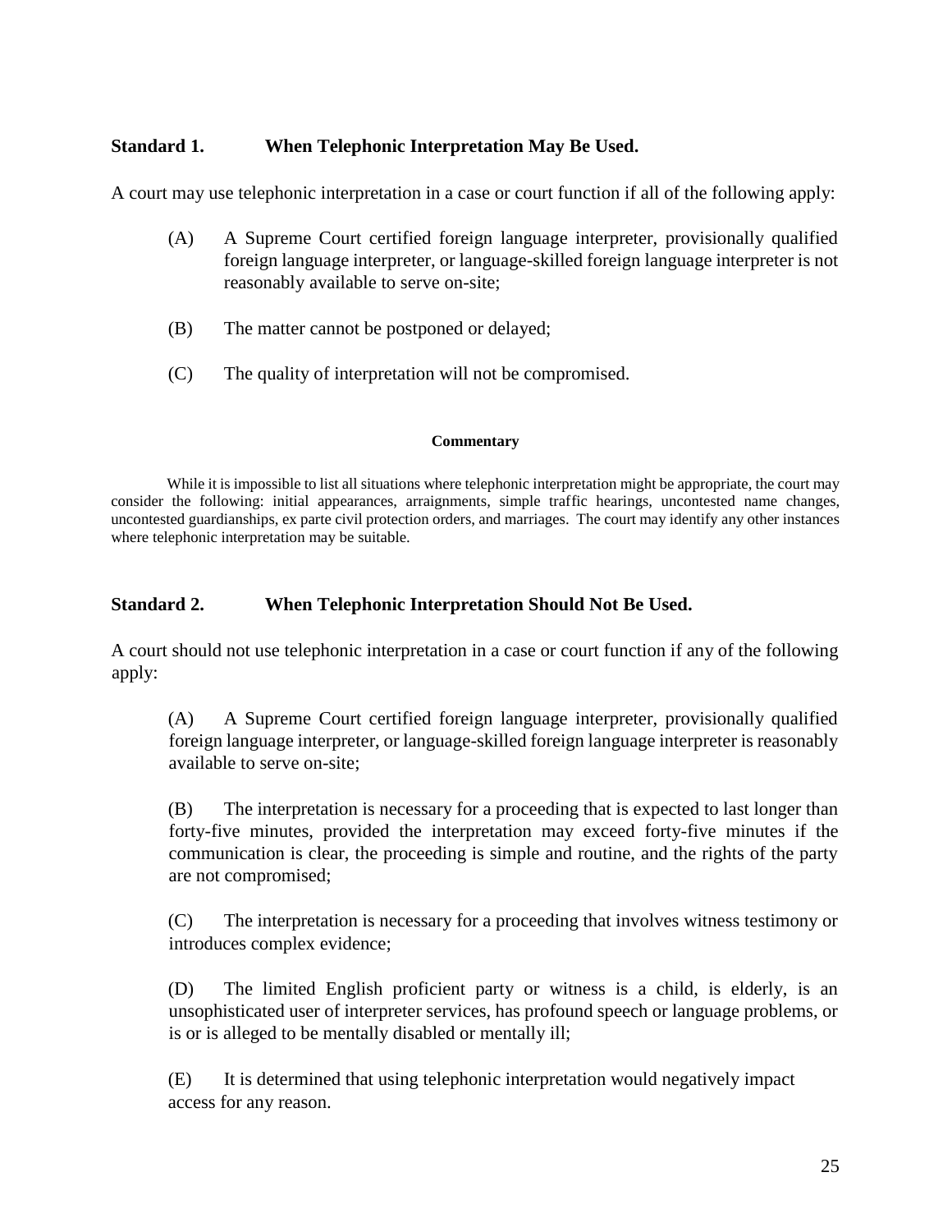### Standard 1. When Telephonic Interpretation May Be Used.

A court may use telephonic interpretation in a case or court function if all of the following apply:

(A) A Supreme Court certified foreign language interpreter, provisionally qualified foreign language interpreter, or language-skilled foreign language interpreter is not reasonably available to serve on-site;

(B) The matter cannot be postponed or delayed;

(C) The quality of interpretation will not be compromised.

**Commentary**

While it is impossible to list all situations where telephonic interpretation might be appropriate, the court may consider the following: initial appearances, arraignments, simple traffic hearings, uncontested name changes, uncontested guardianships, ex parte civil protection orders, and marriages. The court may identify any other instances where telephonic interpretation may be suitable.

### Standard 2. When Telephonic Interpretation Should Not Be Used.

A court should not use telephonic interpretation in a case or court function if any of the following apply:

(A) A Supreme Court certified foreign language interpreter, provisionally qualified foreign language interpreter, or language-skilled foreign language interpreter is reasonably available to serve on-site;

(B) The interpretation is necessary for a proceeding that is expected to last longer than forty-five minutes, provided the interpretation may exceed forty-five minutes if the communication is clear, the proceeding is simple and routine, and the rights of the party are not compromised;

(C) The interpretation is necessary for a proceeding that involves witness testimony or introduces complex evidence;

(D) The limited English proficient party or witness is a child, is elderly, is an unsophisticated user of interpreter services, has profound speech or language problems, or is or is alleged to be mentally disabled or mentally ill;

(E) It is determined that using telephonic interpretation would negatively impact access for any reason.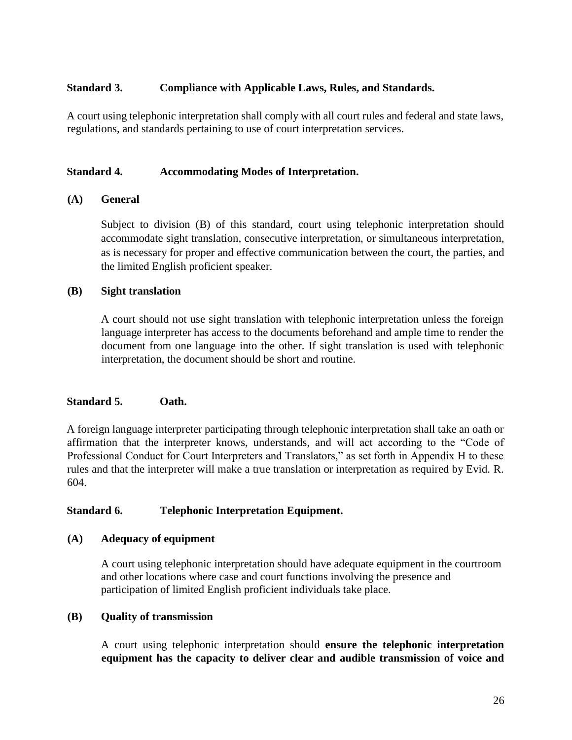### Standard 3. Compliance with Applicable Laws, Rules, and Standards.

A court using telephonic interpretation shall comply with all court rules and federal and state laws, regulations, and standards pertaining to use of court interpretation services.

### Standard 4. Accommodating Modes of Interpretation.

**(A) General**

Subject to division (B) of this standard, court using telephonic interpretation should accommodate sight translation, consecutive interpretation, or simultaneous interpretation, as is necessary for proper and effective communication between the court, the parties, and the limited English proficient speaker.

**(B) Sight translation**

A court should not use sight translation with telephonic interpretation unless the foreign language interpreter has access to the documents beforehand and ample time to render the document from one language into the other. If sight translation is used with telephonic interpretation, the document should be short and routine.

### Standard 5. Oath.

A foreign language interpreter participating through telephonic interpretation shall take an oath or affirmation that the interpreter knows, understands, and will act according to the "Code of Professional Conduct for Court Interpreters and Translators," as set forth in Appendix H to these rules and that the interpreter will make a true translation or interpretation as required by Evid. R. 604.

### Standard 6. Telephonic Interpretation Equipment.

**(A) Adequacy of equipment**

A court using telephonic interpretation should have adequate equipment in the courtroom and other locations where case and court functions involving the presence and participation of limited English proficient individuals take place.

**(B) Quality of transmission**

A court using telephonic interpretation should **ensure the telephonic interpretation equipment has the capacity to deliver clear and audible transmission of voice and**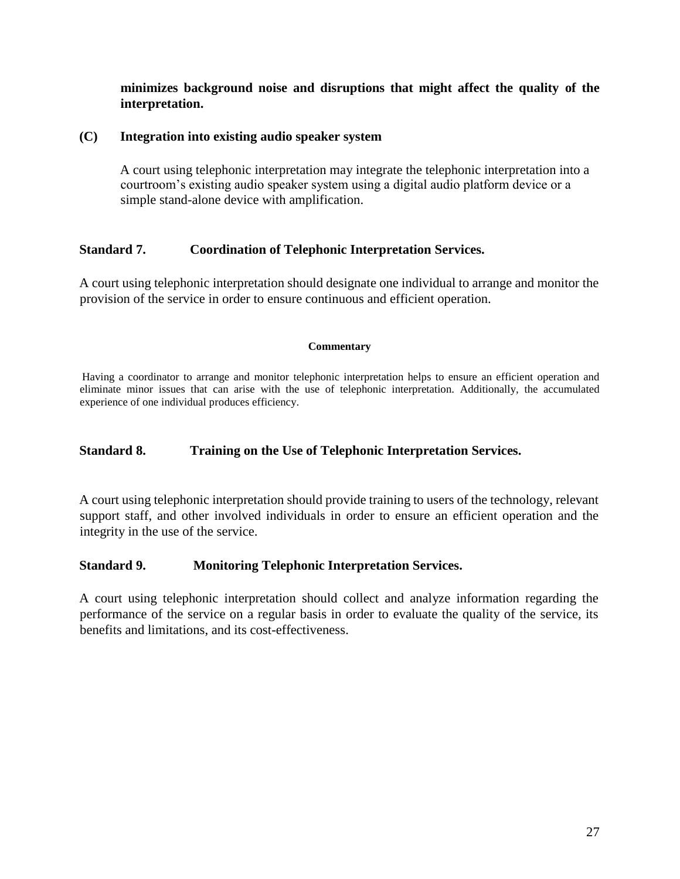**minimizes background noise and disruptions that might affect the quality of the interpretation.**

**(C) Integration into existing audio speaker system**

A court using telephonic interpretation may integrate the telephonic interpretation into a courtroom's existing audio speaker system using a digital audio platform device or a simple stand-alone device with amplification.

### Standard 7. Coordination of Telephonic Interpretation Services.

A court using telephonic interpretation should designate one individual to arrange and monitor the provision of the service in order to ensure continuous and efficient operation.

**Commentary**

Having a coordinator to arrange and monitor telephonic interpretation helps to ensure an efficient operation and eliminate minor issues that can arise with the use of telephonic interpretation. Additionally, the accumulated experience of one individual produces efficiency.

### Standard 8. Training on the Use of Telephonic Interpretation Services.

A court using telephonic interpretation should provide training to users of the technology, relevant support staff, and other involved individuals in order to ensure an efficient operation and the integrity in the use of the service.

### Standard 9. Monitoring Telephonic Interpretation Services.

A court using telephonic interpretation should collect and analyze information regarding the performance of the service on a regular basis in order to evaluate the quality of the service, its benefits and limitations, and its cost-effectiveness.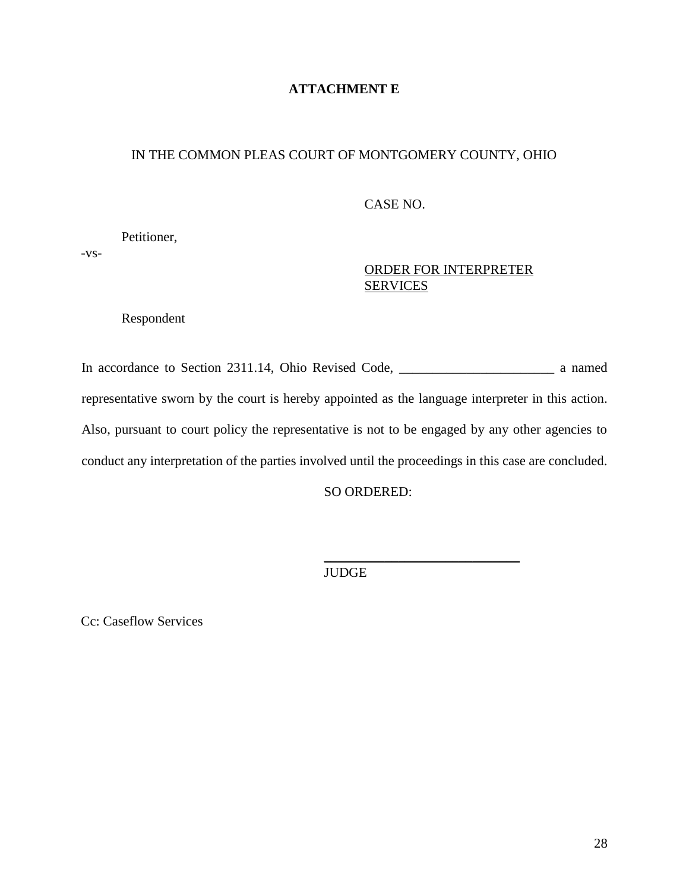**ATTACHMENT E**

IN THE COMMON PLEAS COURT OF MONTGOMERY COUNTY, OHIO

CASE NO.

Petitioner,

-vs-

ORDER FOR INTERPRETER SERVICES

Respondent

In accordance to Section 2311.14, Ohio Revised Code, _______________________ a named representative sworn by the court is hereby appointed as the language interpreter in this action. Also, pursuant to court policy the representative is not to be engaged by any other agencies to conduct any interpretation of the parties involved until the proceedings in this case are concluded.

SO ORDERED:

_____________________________

JUDGE

Cc: Caseflow Services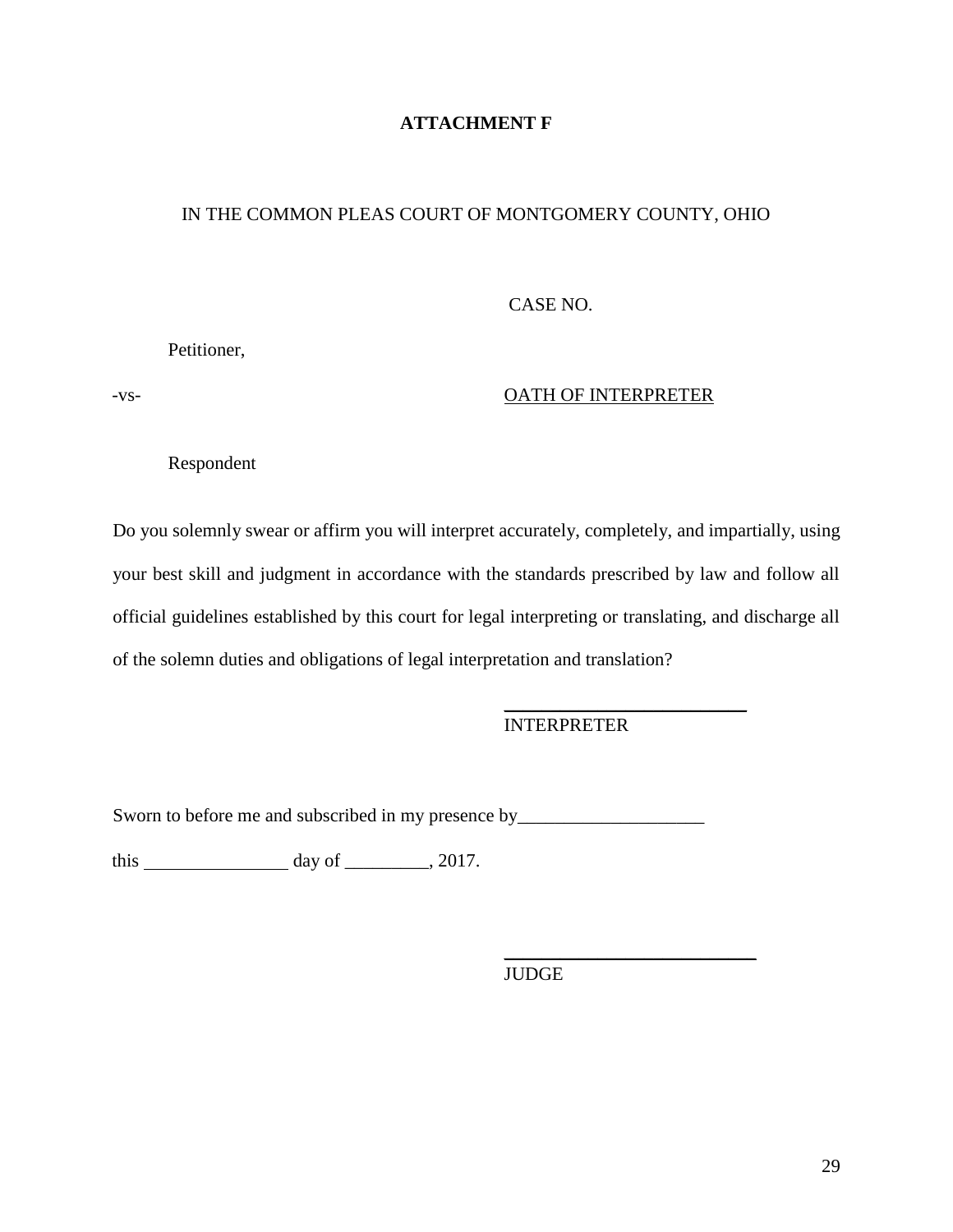**ATTACHMENT F**

IN THE COMMON PLEAS COURT OF MONTGOMERY COUNTY, OHIO

CASE NO.

Petitioner,

-vs-

OATH OF INTERPRETER

Respondent

Do you solemnly swear or affirm you will interpret accurately, completely, and impartially, using your best skill and judgment in accordance with the standards prescribed by law and follow all official guidelines established by this court for legal interpreting or translating, and discharge all of the solemn duties and obligations of legal interpretation and translation?

\_\_\_\_\_\_\_\_\_\_\_\_\_\_\_\_\_\_\_\_\_\_\_\_\_\_\_\_
INTERPRETER

Sworn to before me and subscribed in my presence by\_\_\_\_\_\_\_\_\_\_\_\_\_\_\_\_\_\_\_\_

this \_\_\_\_\_\_\_\_\_\_\_\_\_\_\_\_ day of \_\_\_\_\_\_\_\_\_, 2017.

\_\_\_\_\_\_\_\_\_\_\_\_\_\_\_\_\_\_\_\_\_\_\_\_\_\_\_\_
JUDGE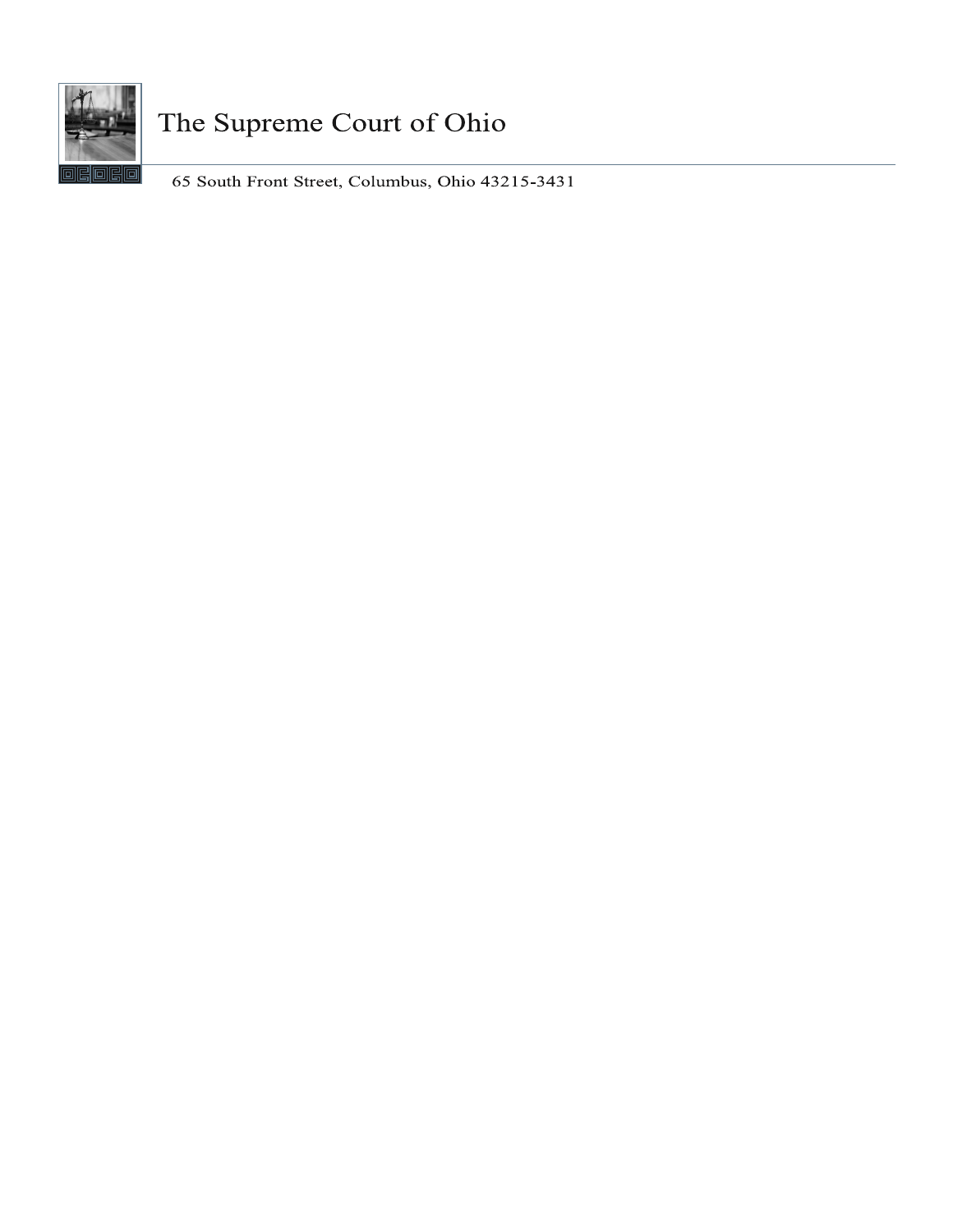The Supreme Court of Ohio

65 South Front Street, Columbus, Ohio 43215-3431